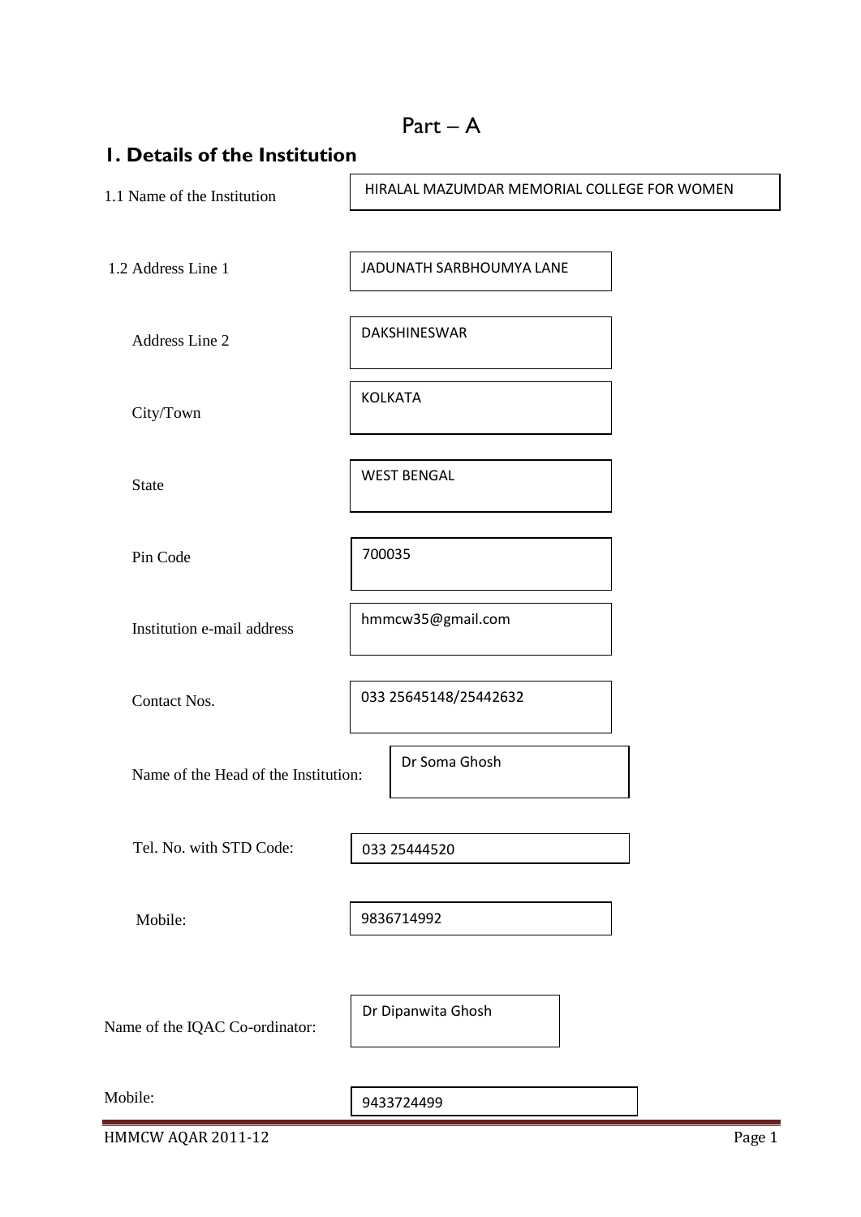# Part – A

## 1. Details of the Institution

| | |
|---|---|
| 1.1 Name of the Institution | HIRALAL MAZUMDAR MEMORIAL COLLEGE FOR WOMEN |
| 1.2 Address Line 1 | JADUNATH SARBHOUMYA LANE |
| Address Line 2 | DAKSHINESWAR |
| City/Town | KOLKATA |
| State | WEST BENGAL |
| Pin Code | 700035 |
| Institution e-mail address | hmmcw35@gmail.com |
| Contact Nos. | 033 25645148/25442632 |
| Name of the Head of the Institution: | Dr Soma Ghosh |
| Tel. No. with STD Code: | 033 25444520 |
| Mobile: | 9836714992 |
| Name of the IQAC Co-ordinator: | Dr Dipanwita Ghosh |
| Mobile: | 9433724499 |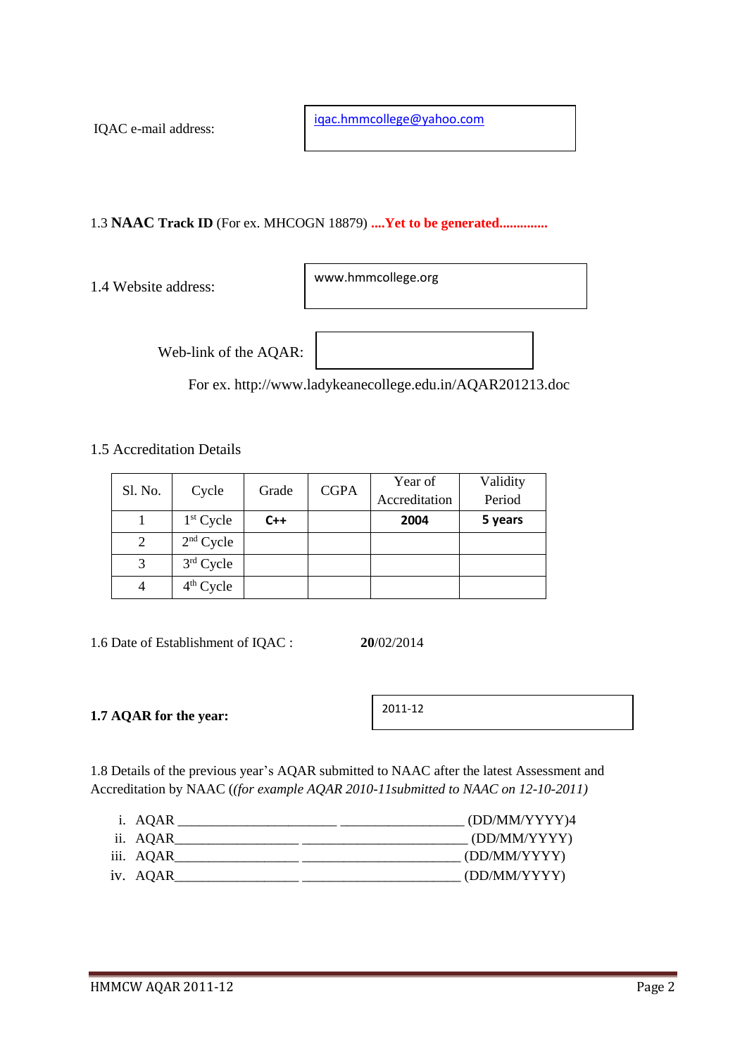IQAC e-mail address: iqac.hmmcollege@yahoo.com

1.3 **NAAC Track ID** (For ex. MHCOGN 18879) **....Yet to be generated.............**

1.4 Website address: www.hmmcollege.org

Web-link of the AQAR:

For ex. http://www.ladykeanecollege.edu.in/AQAR201213.doc

1.5 Accreditation Details

| Sl. No. | Cycle | Grade | CGPA | Year of Accreditation | Validity Period |
|---|---|---|---|---|---|
| 1 | 1st Cycle | **C++** | | **2004** | **5 years** |
| 2 | 2nd Cycle | | | | |
| 3 | 3rd Cycle | | | | |
| 4 | 4th Cycle | | | | |

1.6 Date of Establishment of IQAC : **20**/02/2014

**1.7 AQAR for the year:** 2011-12

1.8 Details of the previous year's AQAR submitted to NAAC after the latest Assessment and Accreditation by NAAC (*(for example AQAR 2010-11submitted to NAAC on 12-10-2011)*

i. AQAR _______________________ __________________ (DD/MM/YYYY)4
ii. AQAR__________________ ________________________ (DD/MM/YYYY)
iii. AQAR__________________ _______________________ (DD/MM/YYYY)
iv. AQAR__________________ _______________________ (DD/MM/YYYY)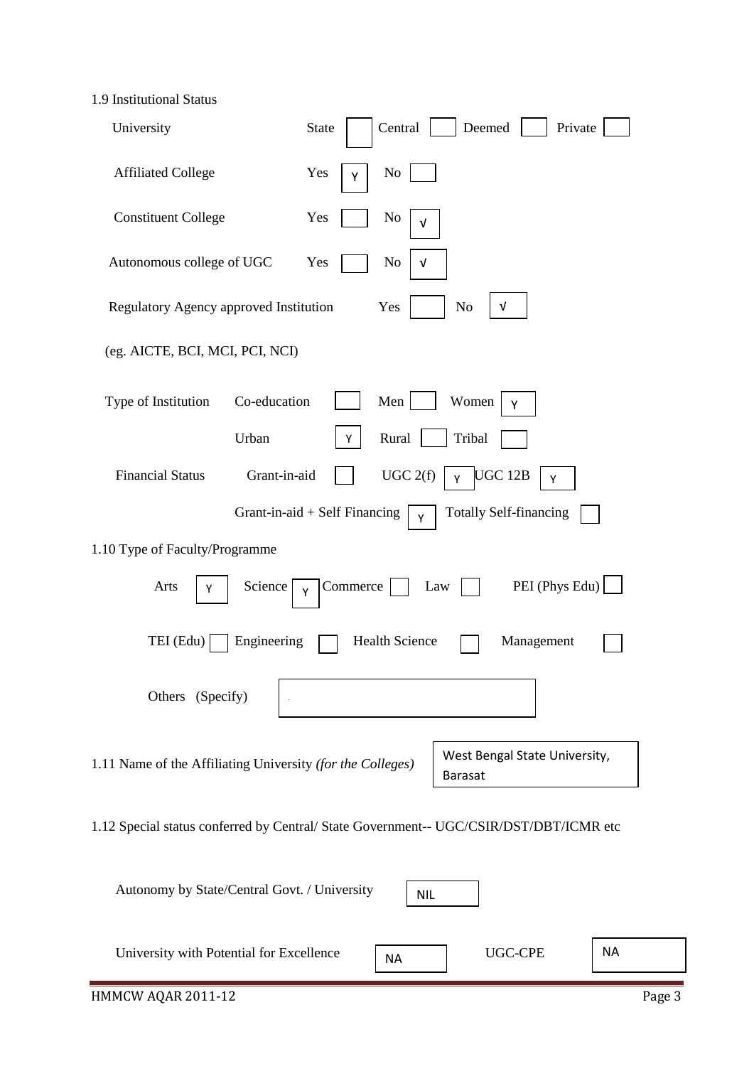1.9 Institutional Status

University State [ ] Central [ ] Deemed [ ] Private [ ]

Affiliated College Yes [Y] No [ ]

Constituent College Yes [ ] No [√]

Autonomous college of UGC Yes [ ] No [√]

Regulatory Agency approved Institution Yes [ ] No [√]

(eg. AICTE, BCI, MCI, PCI, NCI)

Type of Institution Co-education [ ] Men [ ] Women [Y]

Urban [Y] Rural [ ] Tribal [ ]

Financial Status Grant-in-aid [ ] UGC 2(f) [Y] UGC 12B [Y]

Grant-in-aid + Self Financing [Y] Totally Self-financing [ ]

1.10 Type of Faculty/Programme

Arts [Y] Science [Y] Commerce [ ] Law [ ] PEI (Phys Edu) [ ]

TEI (Edu) [ ] Engineering [ ] Health Science [ ] Management [ ]

Others (Specify) [ ]

1.11 Name of the Affiliating University *(for the Colleges)* West Bengal State University, Barasat

1.12 Special status conferred by Central/ State Government-- UGC/CSIR/DST/DBT/ICMR etc

Autonomy by State/Central Govt. / University NIL

University with Potential for Excellence NA UGC-CPE NA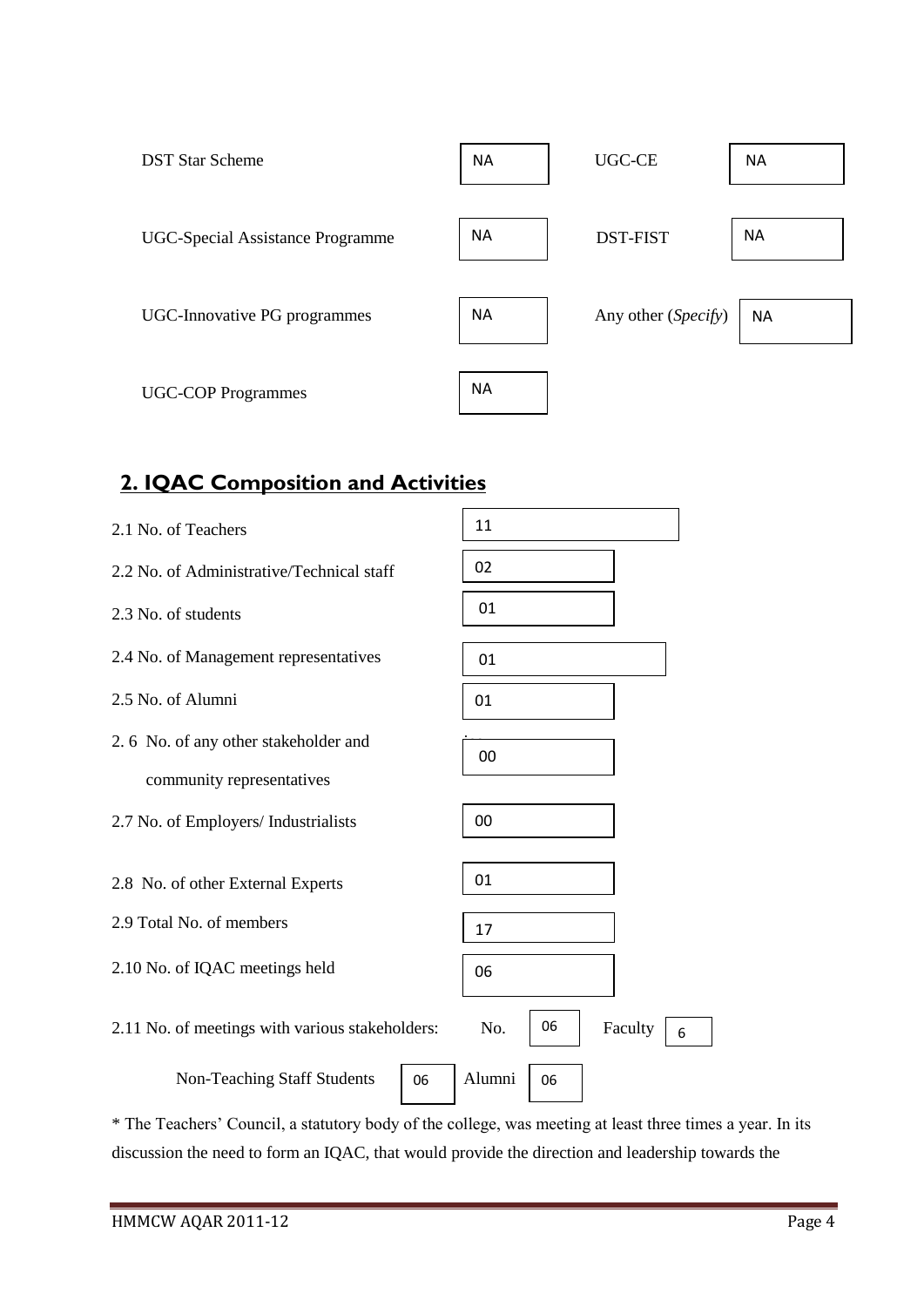| | | | |
|---|---|---|---|
| DST Star Scheme | NA | UGC-CE | NA |
| UGC-Special Assistance Programme | NA | DST-FIST | NA |
| UGC-Innovative PG programmes | NA | Any other (*Specify*) | NA |
| UGC-COP Programmes | NA | | |

## 2. IQAC Composition and Activities

| | |
|---|---|
| 2.1 No. of Teachers | 11 |
| 2.2 No. of Administrative/Technical staff | 02 |
| 2.3 No. of students | 01 |
| 2.4 No. of Management representatives | 01 |
| 2.5 No. of Alumni | 01 |
| 2. 6 No. of any other stakeholder and community representatives | 00 |
| 2.7 No. of Employers/ Industrialists | 00 |
| 2.8 No. of other External Experts | 01 |
| 2.9 Total No. of members | 17 |
| 2.10 No. of IQAC meetings held | 06 |

2.11 No. of meetings with various stakeholders: No. 06 Faculty 6

Non-Teaching Staff Students 06 Alumni 06

* The Teachers' Council, a statutory body of the college, was meeting at least three times a year. In its discussion the need to form an IQAC, that would provide the direction and leadership towards the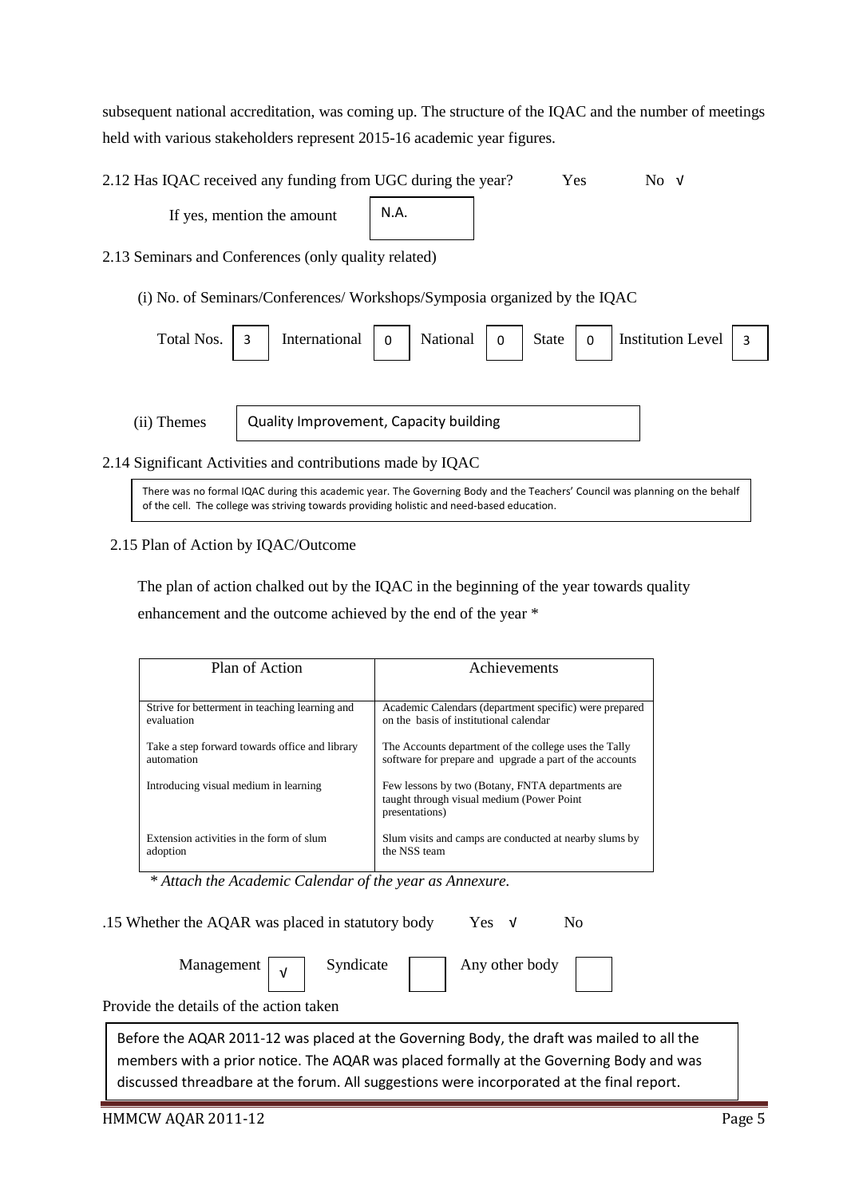subsequent national accreditation, was coming up. The structure of the IQAC and the number of meetings held with various stakeholders represent 2015-16 academic year figures.

2.12 Has IQAC received any funding from UGC during the year? Yes No √

If yes, mention the amount N.A.

2.13 Seminars and Conferences (only quality related)

(i) No. of Seminars/Conferences/ Workshops/Symposia organized by the IQAC

Total Nos. 3 International 0 National 0 State 0 Institution Level 3

(ii) Themes Quality Improvement, Capacity building

2.14 Significant Activities and contributions made by IQAC

There was no formal IQAC during this academic year. The Governing Body and the Teachers' Council was planning on the behalf of the cell. The college was striving towards providing holistic and need-based education.

2.15 Plan of Action by IQAC/Outcome

The plan of action chalked out by the IQAC in the beginning of the year towards quality enhancement and the outcome achieved by the end of the year *

| Plan of Action | Achievements |
|---|---|
| Strive for betterment in teaching learning and evaluation | Academic Calendars (department specific) were prepared on the basis of institutional calendar |
| Take a step forward towards office and library automation | The Accounts department of the college uses the Tally software for prepare and upgrade a part of the accounts |
| Introducing visual medium in learning | Few lessons by two (Botany, FNTA departments are taught through visual medium (Power Point presentations) |
| Extension activities in the form of slum adoption | Slum visits and camps are conducted at nearby slums by the NSS team |

*\* Attach the Academic Calendar of the year as Annexure.*

.15 Whether the AQAR was placed in statutory body Yes √ No

Management √ Syndicate Any other body

Provide the details of the action taken

Before the AQAR 2011-12 was placed at the Governing Body, the draft was mailed to all the members with a prior notice. The AQAR was placed formally at the Governing Body and was discussed threadbare at the forum. All suggestions were incorporated at the final report.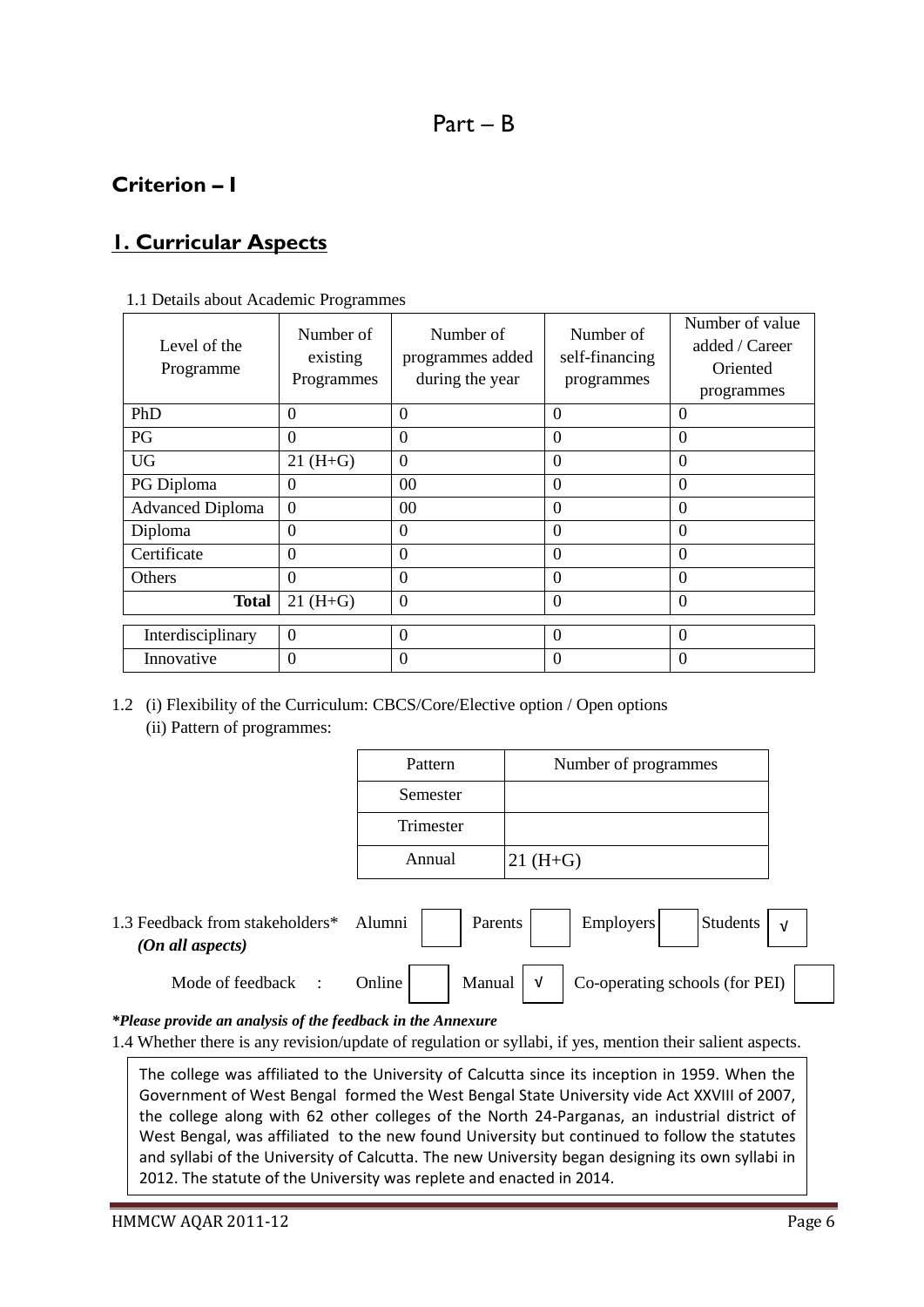# Part – B

## Criterion – I

## 1. Curricular Aspects

1.1 Details about Academic Programmes

| Level of the Programme | Number of existing Programmes | Number of programmes added during the year | Number of self-financing programmes | Number of value added / Career Oriented programmes |
|---|---|---|---|---|
| PhD | 0 | 0 | 0 | 0 |
| PG | 0 | 0 | 0 | 0 |
| UG | 21 (H+G) | 0 | 0 | 0 |
| PG Diploma | 0 | 00 | 0 | 0 |
| Advanced Diploma | 0 | 00 | 0 | 0 |
| Diploma | 0 | 0 | 0 | 0 |
| Certificate | 0 | 0 | 0 | 0 |
| Others | 0 | 0 | 0 | 0 |
| **Total** | 21 (H+G) | 0 | 0 | 0 |
| Interdisciplinary | 0 | 0 | 0 | 0 |
| Innovative | 0 | 0 | 0 | 0 |

1.2 (i) Flexibility of the Curriculum: CBCS/Core/Elective option / Open options

(ii) Pattern of programmes:

| Pattern | Number of programmes |
|---|---|
| Semester | |
| Trimester | |
| Annual | 21 (H+G) |

1.3 Feedback from stakeholders* *(On all aspects)* Alumni [ ] Parents [ ] Employers [ ] Students [√]

Mode of feedback : Online [ ] Manual [√] Co-operating schools (for PEI) [ ]

***Please provide an analysis of the feedback in the Annexure**

1.4 Whether there is any revision/update of regulation or syllabi, if yes, mention their salient aspects.

The college was affiliated to the University of Calcutta since its inception in 1959. When the Government of West Bengal formed the West Bengal State University vide Act XXVIII of 2007, the college along with 62 other colleges of the North 24-Parganas, an industrial district of West Bengal, was affiliated to the new found University but continued to follow the statutes and syllabi of the University of Calcutta. The new University began designing its own syllabi in 2012. The statute of the University was replete and enacted in 2014.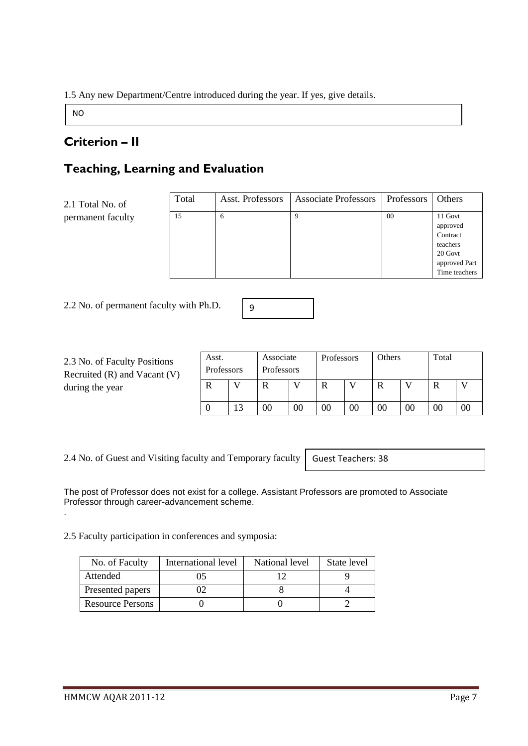1.5 Any new Department/Centre introduced during the year. If yes, give details.

NO

## Criterion – II

## Teaching, Learning and Evaluation

2.1 Total No. of permanent faculty

| Total | Asst. Professors | Associate Professors | Professors | Others |
|---|---|---|---|---|
| 15 | 6 | 9 | 00 | 11 Govt approved Contract teachers 20 Govt approved Part Time teachers |

2.2 No. of permanent faculty with Ph.D.

9

2.3 No. of Faculty Positions Recruited (R) and Vacant (V) during the year

| Asst. Professors | | Associate Professors | | Professors | | Others | | Total | |
|---|---|---|---|---|---|---|---|---|---|
| R | V | R | V | R | V | R | V | R | V |
| 0 | 13 | 00 | 00 | 00 | 00 | 00 | 00 | 00 | 00 |

2.4 No. of Guest and Visiting faculty and Temporary faculty

Guest Teachers: 38

The post of Professor does not exist for a college. Assistant Professors are promoted to Associate Professor through career-advancement scheme.

.

2.5 Faculty participation in conferences and symposia:

| No. of Faculty | International level | National level | State level |
|---|---|---|---|
| Attended | 05 | 12 | 9 |
| Presented papers | 02 | 8 | 4 |
| Resource Persons | 0 | 0 | 2 |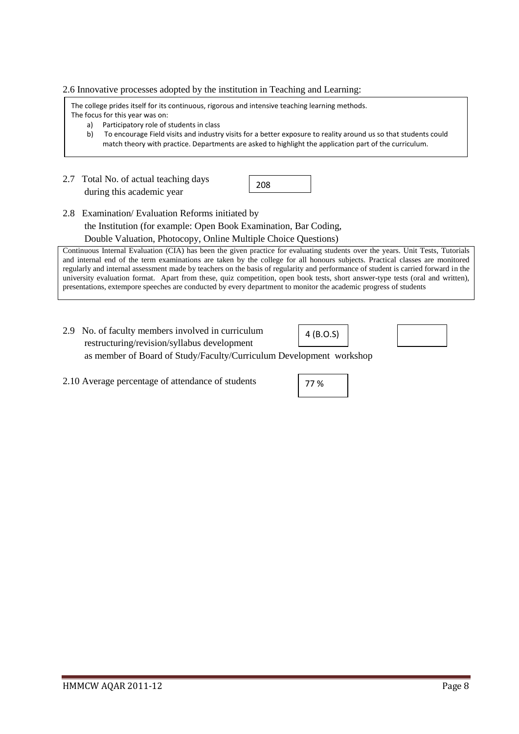2.6 Innovative processes adopted by the institution in Teaching and Learning:

The college prides itself for its continuous, rigorous and intensive teaching learning methods.
The focus for this year was on:

a) Participatory role of students in class
b) To encourage Field visits and industry visits for a better exposure to reality around us so that students could match theory with practice. Departments are asked to highlight the application part of the curriculum.

2.7 Total No. of actual teaching days during this academic year: 208

2.8 Examination/ Evaluation Reforms initiated by the Institution (for example: Open Book Examination, Bar Coding, Double Valuation, Photocopy, Online Multiple Choice Questions)

Continuous Internal Evaluation (CIA) has been the given practice for evaluating students over the years. Unit Tests, Tutorials and internal end of the term examinations are taken by the college for all honours subjects. Practical classes are monitored regularly and internal assessment made by teachers on the basis of regularity and performance of student is carried forward in the university evaluation format. Apart from these, quiz competition, open book tests, short answer-type tests (oral and written), presentations, extempore speeches are conducted by every department to monitor the academic progress of students

2.9 No. of faculty members involved in curriculum restructuring/revision/syllabus development as member of Board of Study/Faculty/Curriculum Development workshop: 4 (B.O.S)

2.10 Average percentage of attendance of students: 77 %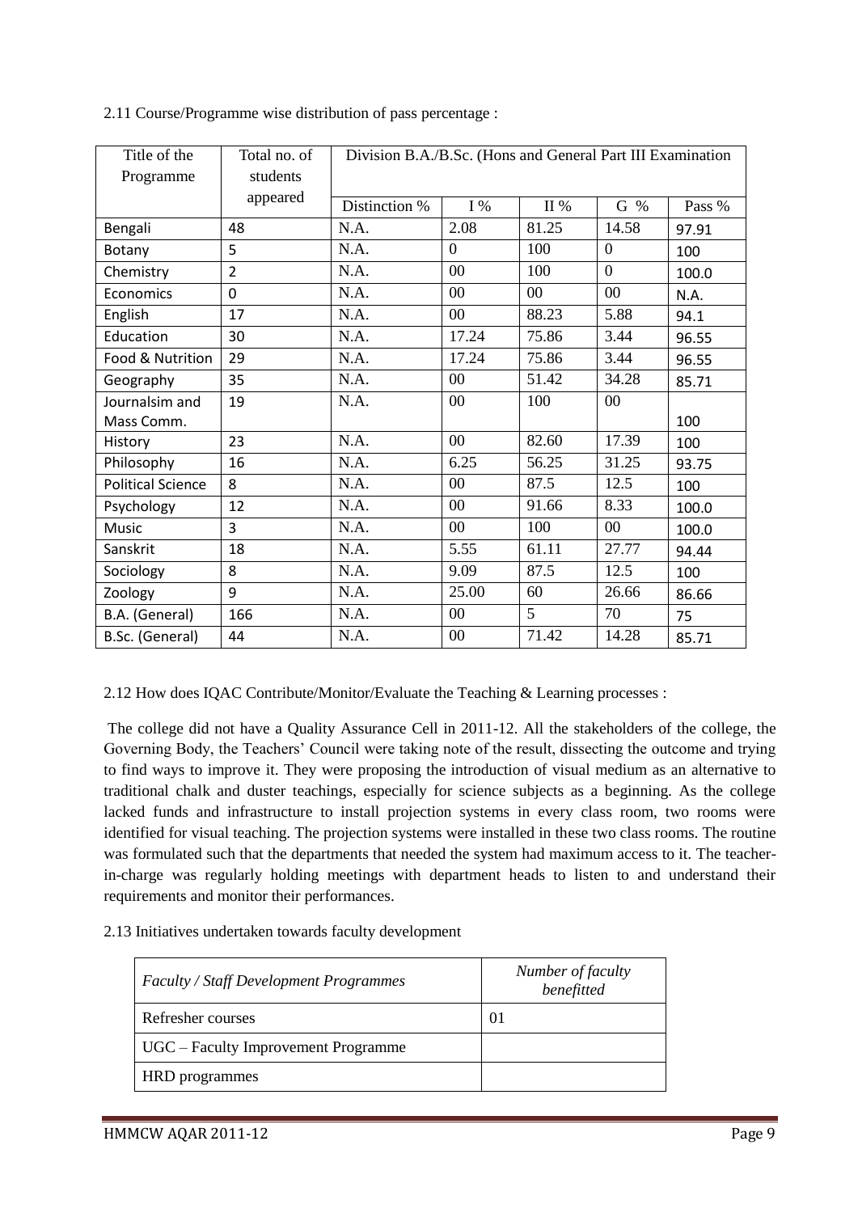2.11 Course/Programme wise distribution of pass percentage :

| Title of the Programme | Total no. of students appeared | Division B.A./B.Sc. (Hons and General Part III Examination | | | | |
|---|---|---|---|---|---|---|
| | | Distinction % | I % | II % | G % | Pass % |
| Bengali | 48 | N.A. | 2.08 | 81.25 | 14.58 | 97.91 |
| Botany | 5 | N.A. | 0 | 100 | 0 | 100 |
| Chemistry | 2 | N.A. | 00 | 100 | 0 | 100.0 |
| Economics | 0 | N.A. | 00 | 00 | 00 | N.A. |
| English | 17 | N.A. | 00 | 88.23 | 5.88 | 94.1 |
| Education | 30 | N.A. | 17.24 | 75.86 | 3.44 | 96.55 |
| Food & Nutrition | 29 | N.A. | 17.24 | 75.86 | 3.44 | 96.55 |
| Geography | 35 | N.A. | 00 | 51.42 | 34.28 | 85.71 |
| Journalsim and Mass Comm. | 19 | N.A. | 00 | 100 | 00 | 100 |
| History | 23 | N.A. | 00 | 82.60 | 17.39 | 100 |
| Philosophy | 16 | N.A. | 6.25 | 56.25 | 31.25 | 93.75 |
| Political Science | 8 | N.A. | 00 | 87.5 | 12.5 | 100 |
| Psychology | 12 | N.A. | 00 | 91.66 | 8.33 | 100.0 |
| Music | 3 | N.A. | 00 | 100 | 00 | 100.0 |
| Sanskrit | 18 | N.A. | 5.55 | 61.11 | 27.77 | 94.44 |
| Sociology | 8 | N.A. | 9.09 | 87.5 | 12.5 | 100 |
| Zoology | 9 | N.A. | 25.00 | 60 | 26.66 | 86.66 |
| B.A. (General) | 166 | N.A. | 00 | 5 | 70 | 75 |
| B.Sc. (General) | 44 | N.A. | 00 | 71.42 | 14.28 | 85.71 |

2.12 How does IQAC Contribute/Monitor/Evaluate the Teaching & Learning processes :

The college did not have a Quality Assurance Cell in 2011-12. All the stakeholders of the college, the Governing Body, the Teachers' Council were taking note of the result, dissecting the outcome and trying to find ways to improve it. They were proposing the introduction of visual medium as an alternative to traditional chalk and duster teachings, especially for science subjects as a beginning. As the college lacked funds and infrastructure to install projection systems in every class room, two rooms were identified for visual teaching. The projection systems were installed in these two class rooms. The routine was formulated such that the departments that needed the system had maximum access to it. The teacher-in-charge was regularly holding meetings with department heads to listen to and understand their requirements and monitor their performances.

2.13 Initiatives undertaken towards faculty development

| *Faculty / Staff Development Programmes* | *Number of faculty benefitted* |
|---|---|
| Refresher courses | 01 |
| UGC – Faculty Improvement Programme | |
| HRD programmes | |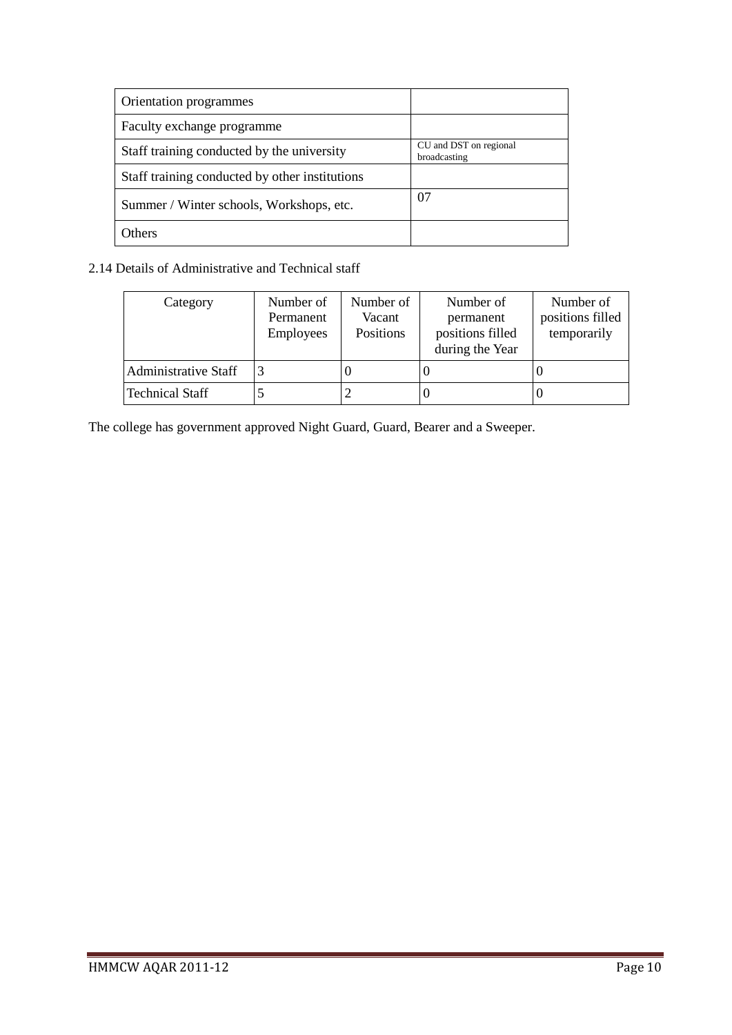| | |
|---|---|
| Orientation programmes | |
| Faculty exchange programme | |
| Staff training conducted by the university | CU and DST on regional broadcasting |
| Staff training conducted by other institutions | |
| Summer / Winter schools, Workshops, etc. | 07 |
| Others | |

2.14 Details of Administrative and Technical staff

| Category | Number of Permanent Employees | Number of Vacant Positions | Number of permanent positions filled during the Year | Number of positions filled temporarily |
|---|---|---|---|---|
| Administrative Staff | 3 | 0 | 0 | 0 |
| Technical Staff | 5 | 2 | 0 | 0 |

The college has government approved Night Guard, Guard, Bearer and a Sweeper.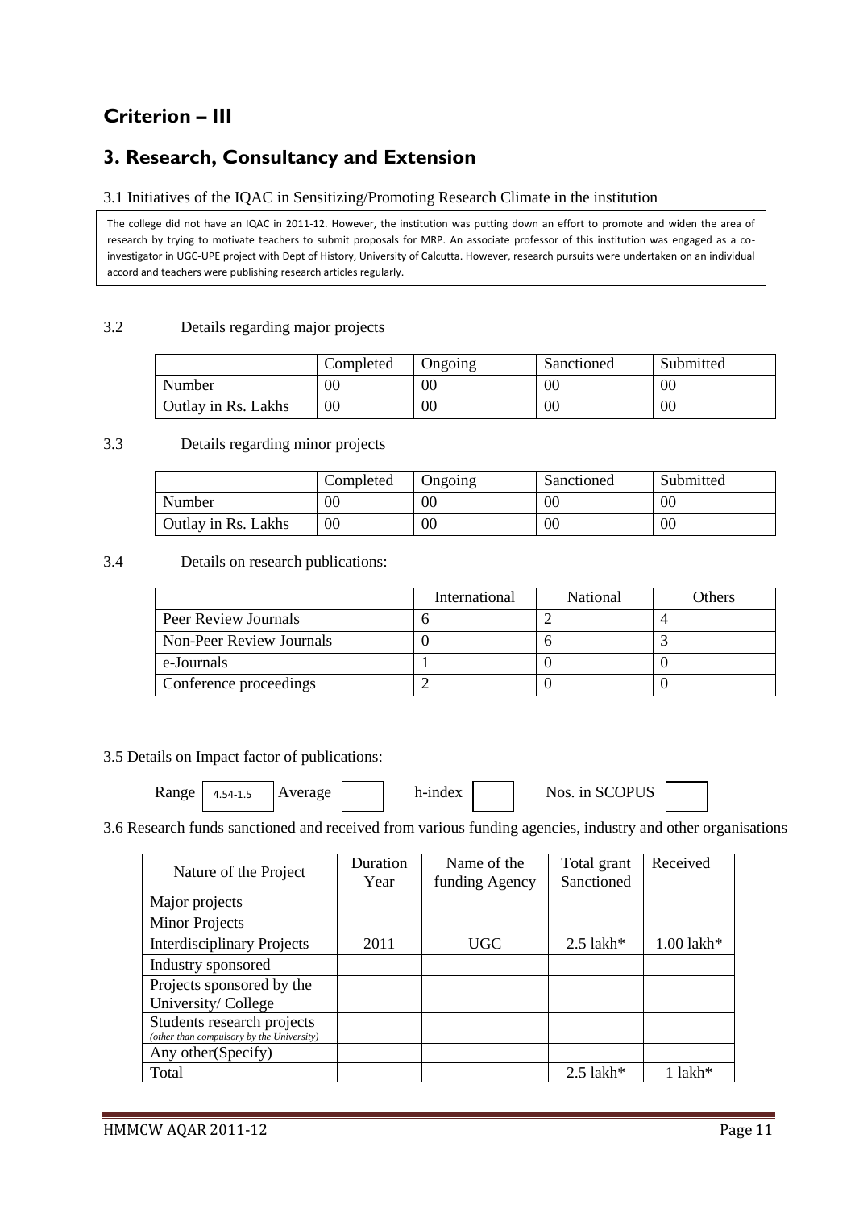## Criterion – III

## 3. Research, Consultancy and Extension

3.1 Initiatives of the IQAC in Sensitizing/Promoting Research Climate in the institution

The college did not have an IQAC in 2011-12. However, the institution was putting down an effort to promote and widen the area of research by trying to motivate teachers to submit proposals for MRP. An associate professor of this institution was engaged as a co-investigator in UGC-UPE project with Dept of History, University of Calcutta. However, research pursuits were undertaken on an individual accord and teachers were publishing research articles regularly.

3.2 Details regarding major projects

| | Completed | Ongoing | Sanctioned | Submitted |
|---|---|---|---|---|
| Number | 00 | 00 | 00 | 00 |
| Outlay in Rs. Lakhs | 00 | 00 | 00 | 00 |

3.3 Details regarding minor projects

| | Completed | Ongoing | Sanctioned | Submitted |
|---|---|---|---|---|
| Number | 00 | 00 | 00 | 00 |
| Outlay in Rs. Lakhs | 00 | 00 | 00 | 00 |

3.4 Details on research publications:

| | International | National | Others |
|---|---|---|---|
| Peer Review Journals | 6 | 2 | 4 |
| Non-Peer Review Journals | 0 | 6 | 3 |
| e-Journals | 1 | 0 | 0 |
| Conference proceedings | 2 | 0 | 0 |

3.5 Details on Impact factor of publications:

Range 4.54-1.5 Average h-index Nos. in SCOPUS

3.6 Research funds sanctioned and received from various funding agencies, industry and other organisations

| Nature of the Project | Duration Year | Name of the funding Agency | Total grant Sanctioned | Received |
|---|---|---|---|---|
| Major projects | | | | |
| Minor Projects | | | | |
| Interdisciplinary Projects | 2011 | UGC | 2.5 lakh* | 1.00 lakh* |
| Industry sponsored | | | | |
| Projects sponsored by the University/ College | | | | |
| Students research projects *(other than compulsory by the University)* | | | | |
| Any other(Specify) | | | | |
| Total | | | 2.5 lakh* | 1 lakh* |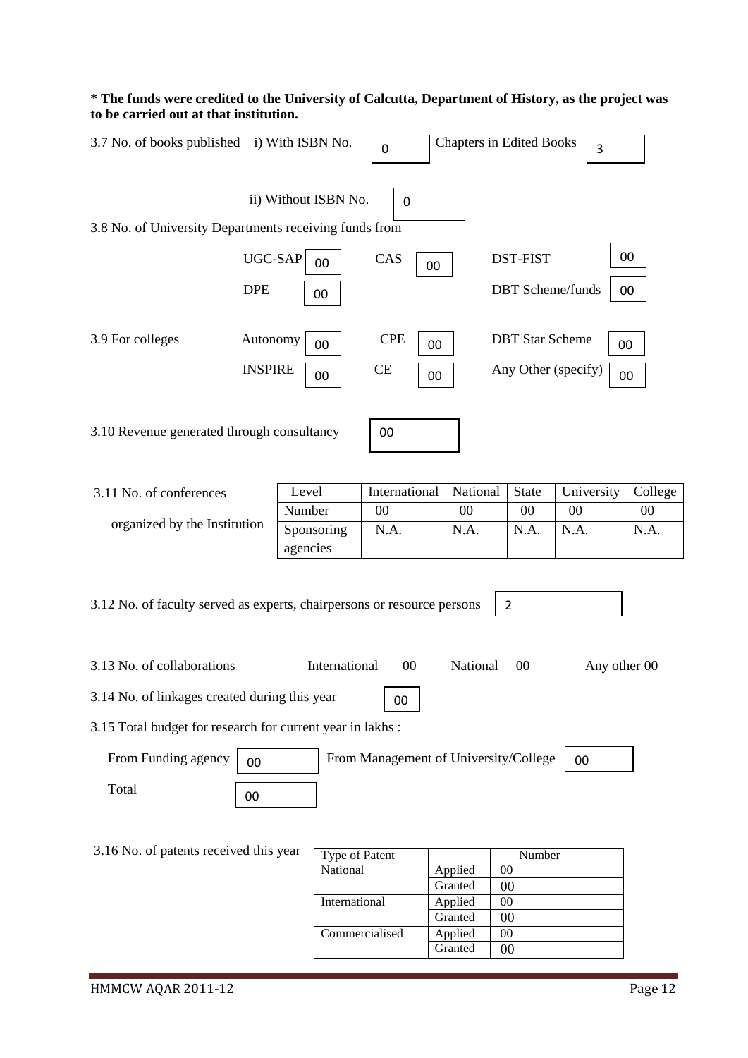**\* The funds were credited to the University of Calcutta, Department of History, as the project was to be carried out at that institution.**

3.7 No. of books published i) With ISBN No. 0 Chapters in Edited Books 3

ii) Without ISBN No. 0

3.8 No. of University Departments receiving funds from

UGC-SAP 00 CAS 00 DST-FIST 00

DPE 00 DBT Scheme/funds 00

3.9 For colleges Autonomy 00 CPE 00 DBT Star Scheme 00

INSPIRE 00 CE 00 Any Other (specify) 00

3.10 Revenue generated through consultancy 00

3.11 No. of conferences organized by the Institution

| Level | International | National | State | University | College |
|---|---|---|---|---|---|
| Number | 00 | 00 | 00 | 00 | 00 |
| Sponsoring agencies | N.A. | N.A. | N.A. | N.A. | N.A. |

3.12 No. of faculty served as experts, chairpersons or resource persons 2

3.13 No. of collaborations International 00 National 00 Any other 00

3.14 No. of linkages created during this year 00

3.15 Total budget for research for current year in lakhs :

From Funding agency 00 From Management of University/College 00

Total 00

3.16 No. of patents received this year

| Type of Patent | | Number |
|---|---|---|
| National | Applied | 00 |
| | Granted | 00 |
| International | Applied | 00 |
| | Granted | 00 |
| Commercialised | Applied | 00 |
| | Granted | 00 |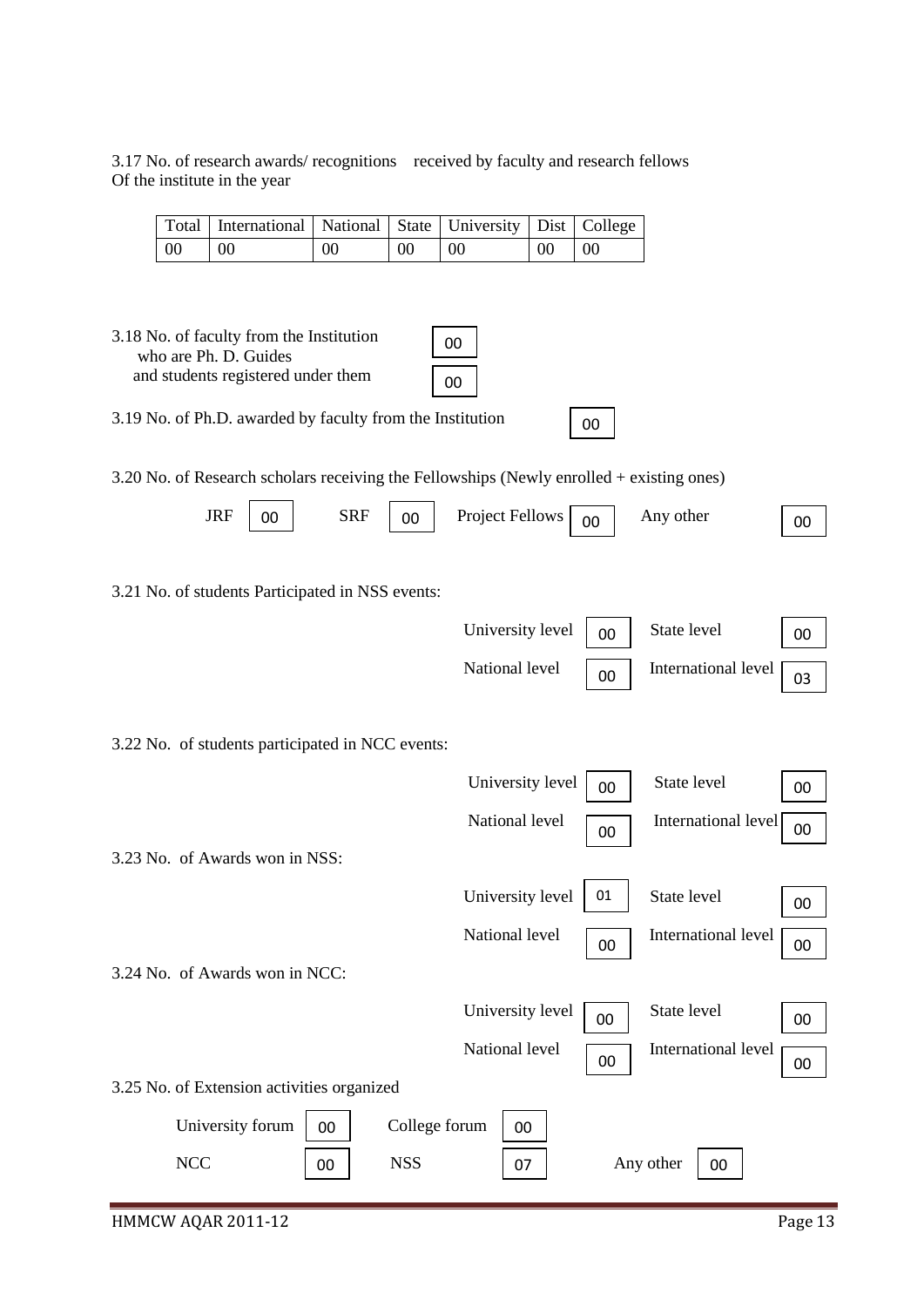3.17 No. of research awards/ recognitions received by faculty and research fellows Of the institute in the year

| Total | International | National | State | University | Dist | College |
|---|---|---|---|---|---|---|
| 00 | 00 | 00 | 00 | 00 | 00 | 00 |

3.18 No. of faculty from the Institution who are Ph. D. Guides 00

and students registered under them 00

3.19 No. of Ph.D. awarded by faculty from the Institution 00

3.20 No. of Research scholars receiving the Fellowships (Newly enrolled + existing ones)

JRF 00 SRF 00 Project Fellows 00 Any other 00

3.21 No. of students Participated in NSS events:

University level 00 State level 00

National level 00 International level 03

3.22 No. of students participated in NCC events:

University level 00 State level 00

National level 00 International level 00

3.23 No. of Awards won in NSS:

University level 01 State level 00

National level 00 International level 00

3.24 No. of Awards won in NCC:

University level 00 State level 00

National level 00 International level 00

3.25 No. of Extension activities organized

University forum 00 College forum 00

NCC 00 NSS 07 Any other 00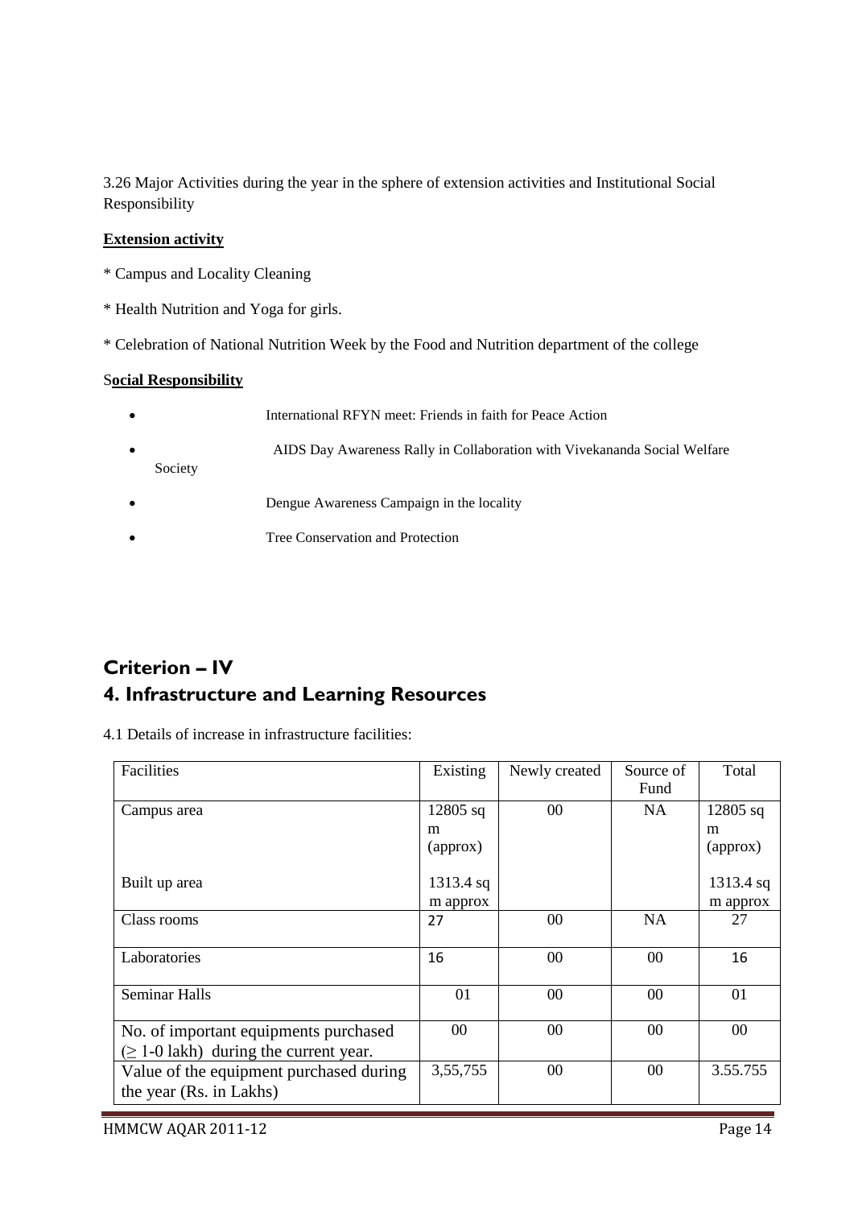3.26 Major Activities during the year in the sphere of extension activities and Institutional Social Responsibility

**Extension activity**

* Campus and Locality Cleaning

* Health Nutrition and Yoga for girls.

* Celebration of National Nutrition Week by the Food and Nutrition department of the college

**Social Responsibility**

- International RFYN meet: Friends in faith for Peace Action
- AIDS Day Awareness Rally in Collaboration with Vivekananda Social Welfare Society
- Dengue Awareness Campaign in the locality
- Tree Conservation and Protection

# Criterion – IV

# 4. Infrastructure and Learning Resources

4.1 Details of increase in infrastructure facilities:

| Facilities | Existing | Newly created | Source of Fund | Total |
|---|---|---|---|---|
| Campus area<br><br>Built up area | 12805 sq m (approx)<br><br>1313.4 sq m approx | 00 | NA | 12805 sq m (approx)<br><br>1313.4 sq m approx |
| Class rooms | 27 | 00 | NA | 27 |
| Laboratories | 16 | 00 | 00 | 16 |
| Seminar Halls | 01 | 00 | 00 | 01 |
| No. of important equipments purchased (≥ 1-0 lakh) during the current year. | 00 | 00 | 00 | 00 |
| Value of the equipment purchased during the year (Rs. in Lakhs) | 3,55,755 | 00 | 00 | 3.55.755 |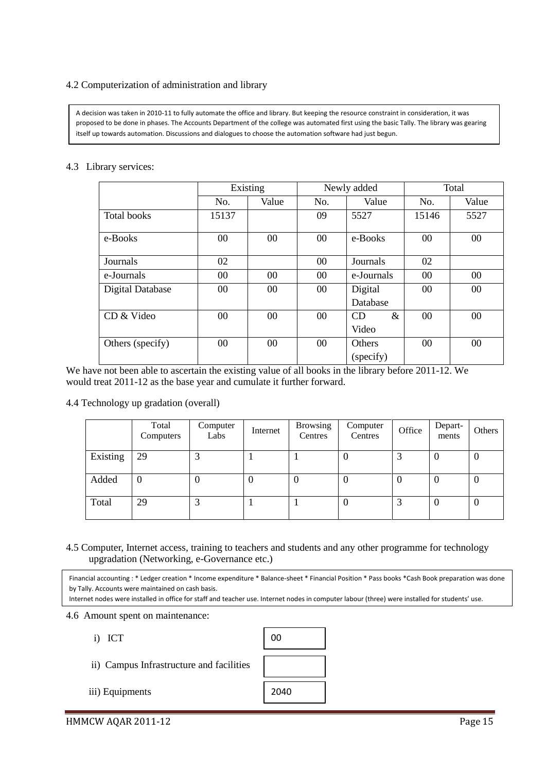4.2 Computerization of administration and library

A decision was taken in 2010-11 to fully automate the office and library. But keeping the resource constraint in consideration, it was proposed to be done in phases. The Accounts Department of the college was automated first using the basic Tally. The library was gearing itself up towards automation. Discussions and dialogues to choose the automation software had just begun.

4.3 Library services:

| | Existing | | Newly added | | Total | |
|---|---|---|---|---|---|---|
| | No. | Value | No. | Value | No. | Value |
| Total books | 15137 | | 09 | 5527 | 15146 | 5527 |
| e-Books | 00 | 00 | 00 | e-Books | 00 | 00 |
| Journals | 02 | | 00 | Journals | 02 | |
| e-Journals | 00 | 00 | 00 | e-Journals | 00 | 00 |
| Digital Database | 00 | 00 | 00 | Digital Database | 00 | 00 |
| CD & Video | 00 | 00 | 00 | CD & Video | 00 | 00 |
| Others (specify) | 00 | 00 | 00 | Others (specify) | 00 | 00 |

We have not been able to ascertain the existing value of all books in the library before 2011-12. We would treat 2011-12 as the base year and cumulate it further forward.

4.4 Technology up gradation (overall)

| | Total Computers | Computer Labs | Internet | Browsing Centres | Computer Centres | Office | Depart-ments | Others |
|---|---|---|---|---|---|---|---|---|
| Existing | 29 | 3 | 1 | 1 | 0 | 3 | 0 | 0 |
| Added | 0 | 0 | 0 | 0 | 0 | 0 | 0 | 0 |
| Total | 29 | 3 | 1 | 1 | 0 | 3 | 0 | 0 |

4.5 Computer, Internet access, training to teachers and students and any other programme for technology upgradation (Networking, e-Governance etc.)

Financial accounting : * Ledger creation * Income expenditure * Balance-sheet * Financial Position * Pass books *Cash Book preparation was done by Tally. Accounts were maintained on cash basis.
Internet nodes were installed in office for staff and teacher use. Internet nodes in computer labour (three) were installed for students' use.

4.6 Amount spent on maintenance:

i) ICT: 00

ii) Campus Infrastructure and facilities:

iii) Equipments: 2040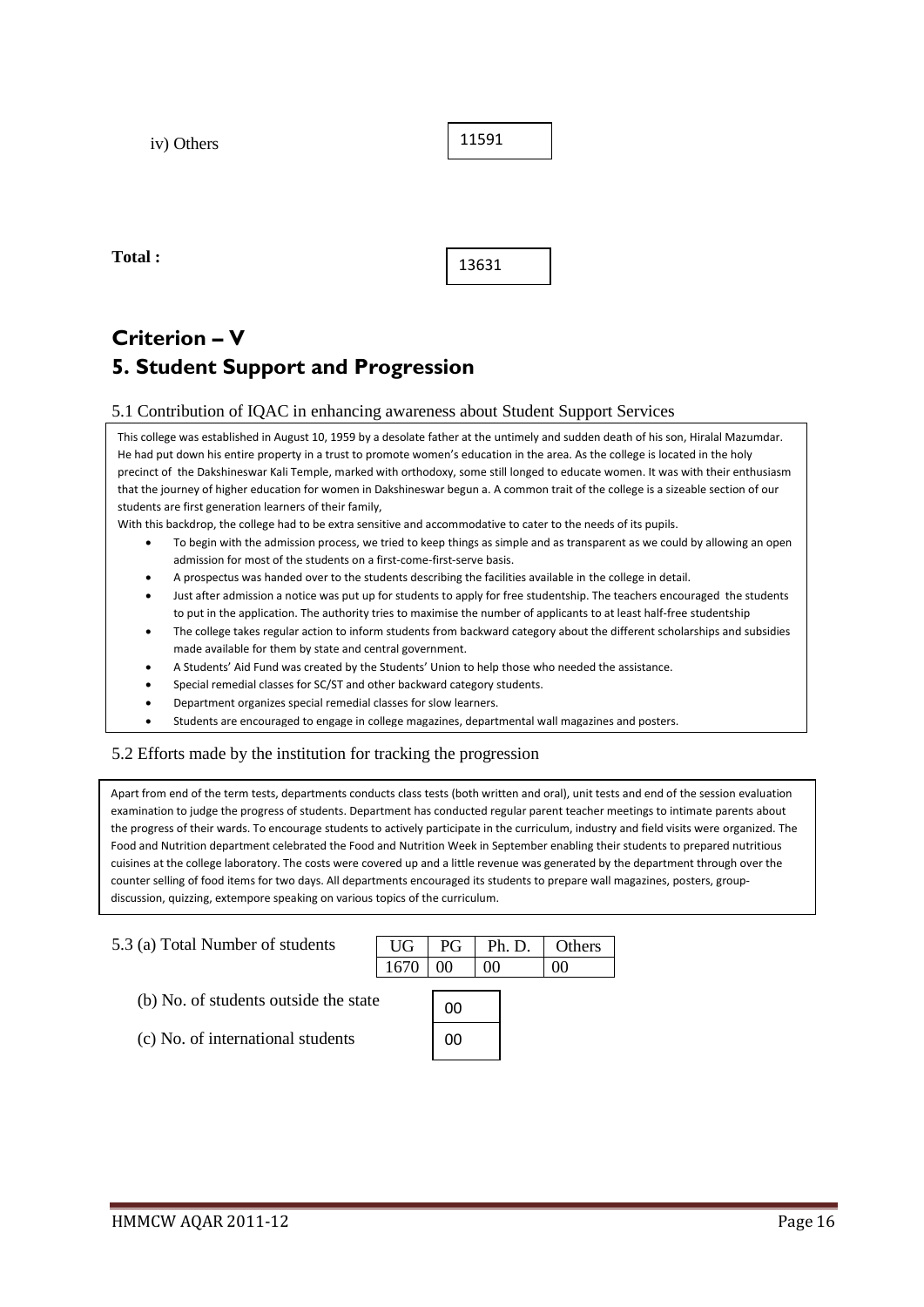iv) Others

11591

**Total :**

13631

# Criterion – V

# 5. Student Support and Progression

5.1 Contribution of IQAC in enhancing awareness about Student Support Services

This college was established in August 10, 1959 by a desolate father at the untimely and sudden death of his son, Hiralal Mazumdar. He had put down his entire property in a trust to promote women's education in the area. As the college is located in the holy precinct of the Dakshineswar Kali Temple, marked with orthodoxy, some still longed to educate women. It was with their enthusiasm that the journey of higher education for women in Dakshineswar begun a. A common trait of the college is a sizeable section of our students are first generation learners of their family,

With this backdrop, the college had to be extra sensitive and accommodative to cater to the needs of its pupils.

- To begin with the admission process, we tried to keep things as simple and as transparent as we could by allowing an open admission for most of the students on a first-come-first-serve basis.
- A prospectus was handed over to the students describing the facilities available in the college in detail.
- Just after admission a notice was put up for students to apply for free studentship. The teachers encouraged the students to put in the application. The authority tries to maximise the number of applicants to at least half-free studentship
- The college takes regular action to inform students from backward category about the different scholarships and subsidies made available for them by state and central government.
- A Students' Aid Fund was created by the Students' Union to help those who needed the assistance.
- Special remedial classes for SC/ST and other backward category students.
- Department organizes special remedial classes for slow learners.
- Students are encouraged to engage in college magazines, departmental wall magazines and posters.

5.2 Efforts made by the institution for tracking the progression

Apart from end of the term tests, departments conducts class tests (both written and oral), unit tests and end of the session evaluation examination to judge the progress of students. Department has conducted regular parent teacher meetings to intimate parents about the progress of their wards. To encourage students to actively participate in the curriculum, industry and field visits were organized. The Food and Nutrition department celebrated the Food and Nutrition Week in September enabling their students to prepared nutritious cuisines at the college laboratory. The costs were covered up and a little revenue was generated by the department through over the counter selling of food items for two days. All departments encouraged its students to prepare wall magazines, posters, group-discussion, quizzing, extempore speaking on various topics of the curriculum.

5.3 (a) Total Number of students

| UG | PG | Ph. D. | Others |
|---|---|---|---|
| 1670 | 00 | 00 | 00 |

(b) No. of students outside the state: 00

(c) No. of international students: 00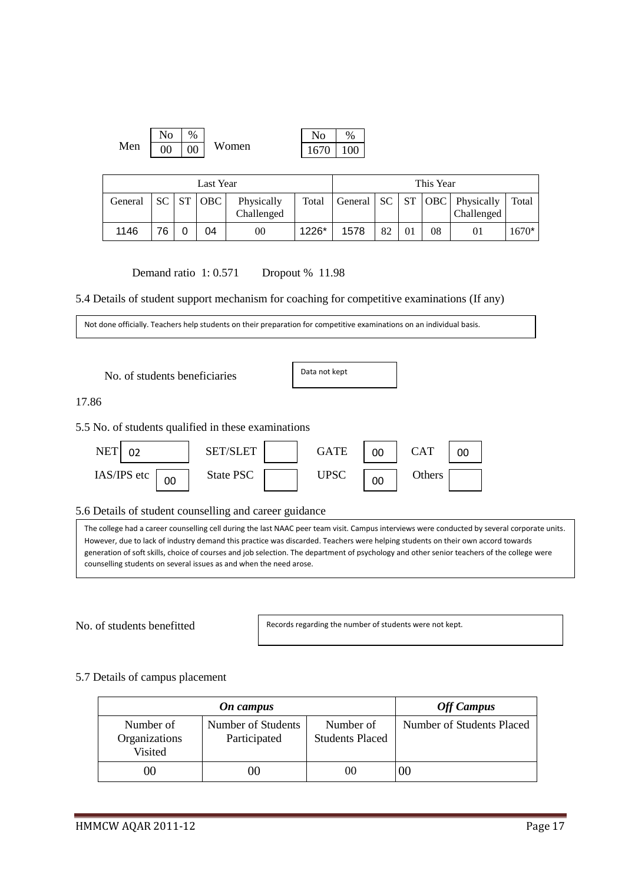Men

| No | % |
|---|---|
| 00 | 00 |

Women

| No | % |
|---|---|
| 1670 | 100 |

| Last Year | | | | | | This Year | | | | | |
|---|---|---|---|---|---|---|---|---|---|---|---|
| General | SC | ST | OBC | Physically Challenged | Total | General | SC | ST | OBC | Physically Challenged | Total |
| 1146 | 76 | 0 | 04 | 00 | 1226* | 1578 | 82 | 01 | 08 | 01 | 1670* |

Demand ratio 1: 0.571 Dropout % 11.98

5.4 Details of student support mechanism for coaching for competitive examinations (If any)

Not done officially. Teachers help students on their preparation for competitive examinations on an individual basis.

No. of students beneficiaries: Data not kept

17.86

5.5 No. of students qualified in these examinations

| | | | | | | | |
|---|---|---|---|---|---|---|---|
| NET | 02 | SET/SLET | | GATE | 00 | CAT | 00 |
| IAS/IPS etc | 00 | State PSC | | UPSC | 00 | Others | |

5.6 Details of student counselling and career guidance

The college had a career counselling cell during the last NAAC peer team visit. Campus interviews were conducted by several corporate units. However, due to lack of industry demand this practice was discarded. Teachers were helping students on their own accord towards generation of soft skills, choice of courses and job selection. The department of psychology and other senior teachers of the college were counselling students on several issues as and when the need arose.

No. of students benefitted: Records regarding the number of students were not kept.

5.7 Details of campus placement

| ***On campus*** | | | ***Off Campus*** |
|---|---|---|---|
| Number of Organizations Visited | Number of Students Participated | Number of Students Placed | Number of Students Placed |
| 00 | 00 | 00 | 00 |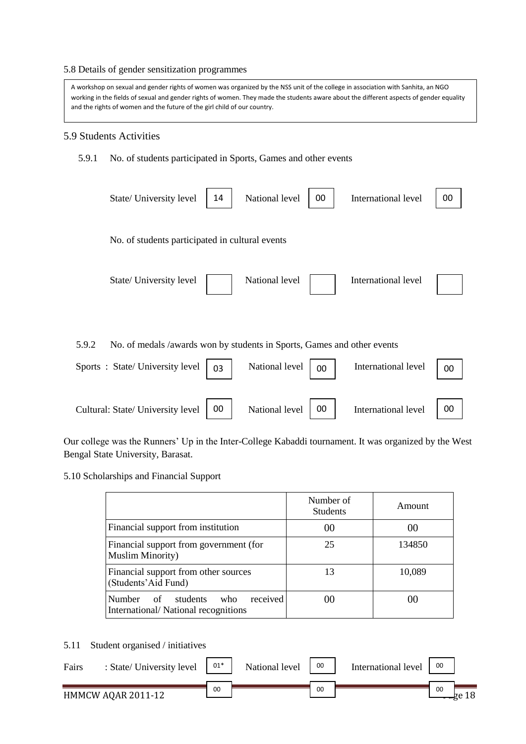5.8 Details of gender sensitization programmes

A workshop on sexual and gender rights of women was organized by the NSS unit of the college in association with Sanhita, an NGO working in the fields of sexual and gender rights of women. They made the students aware about the different aspects of gender equality and the rights of women and the future of the girl child of our country.

5.9 Students Activities

5.9.1 No. of students participated in Sports, Games and other events

State/ University level 14 National level 00 International level 00

No. of students participated in cultural events

State/ University level National level International level

5.9.2 No. of medals /awards won by students in Sports, Games and other events

Sports : State/ University level 03 National level 00 International level 00

Cultural: State/ University level 00 National level 00 International level 00

Our college was the Runners' Up in the Inter-College Kabaddi tournament. It was organized by the West Bengal State University, Barasat.

5.10 Scholarships and Financial Support

| | Number of Students | Amount |
|---|---|---|
| Financial support from institution | 00 | 00 |
| Financial support from government (for Muslim Minority) | 25 | 134850 |
| Financial support from other sources (Students'Aid Fund) | 13 | 10,089 |
| Number of students who received International/ National recognitions | 00 | 00 |

5.11 Student organised / initiatives

Fairs : State/ University level 01* National level 00 International level 00

00 00 00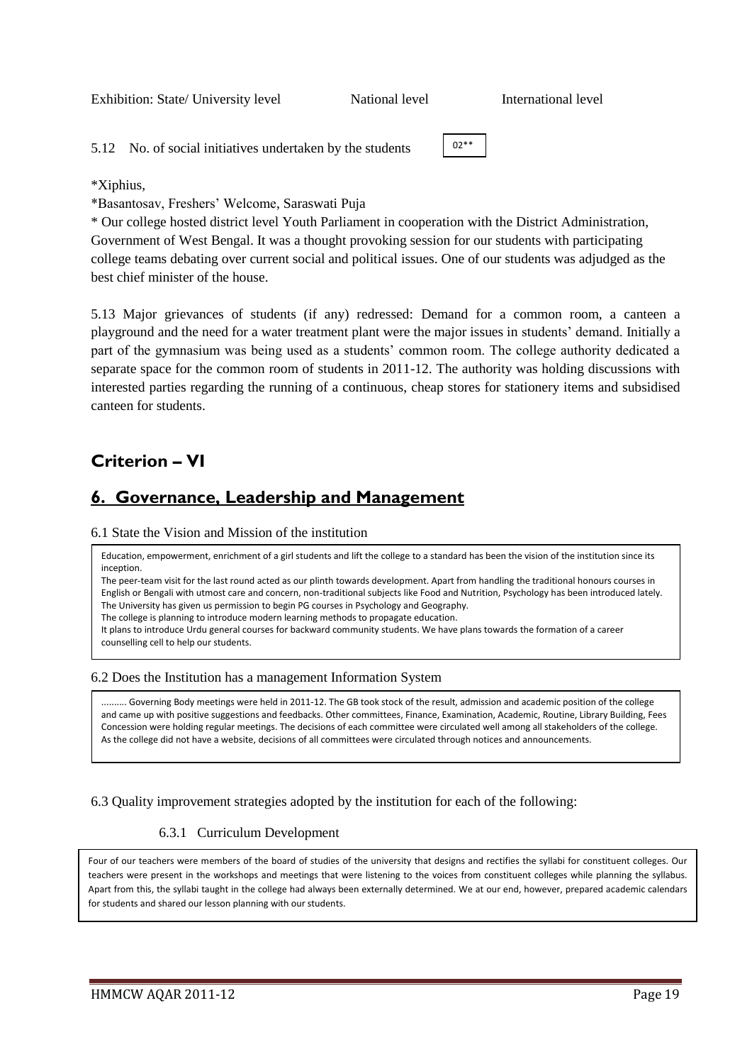Exhibition: State/ University level     National level     International level

5.12 No. of social initiatives undertaken by the students | 02** |

*Xiphius,

*Basantosav, Freshers' Welcome, Saraswati Puja

* Our college hosted district level Youth Parliament in cooperation with the District Administration, Government of West Bengal. It was a thought provoking session for our students with participating college teams debating over current social and political issues. One of our students was adjudged as the best chief minister of the house.

5.13 Major grievances of students (if any) redressed: Demand for a common room, a canteen a playground and the need for a water treatment plant were the major issues in students' demand. Initially a part of the gymnasium was being used as a students' common room. The college authority dedicated a separate space for the common room of students in 2011-12. The authority was holding discussions with interested parties regarding the running of a continuous, cheap stores for stationery items and subsidised canteen for students.

## Criterion – VI

## 6. Governance, Leadership and Management

6.1 State the Vision and Mission of the institution

Education, empowerment, enrichment of a girl students and lift the college to a standard has been the vision of the institution since its inception.
The peer-team visit for the last round acted as our plinth towards development. Apart from handling the traditional honours courses in English or Bengali with utmost care and concern, non-traditional subjects like Food and Nutrition, Psychology has been introduced lately. The University has given us permission to begin PG courses in Psychology and Geography.
The college is planning to introduce modern learning methods to propagate education.
It plans to introduce Urdu general courses for backward community students. We have plans towards the formation of a career counselling cell to help our students.

6.2 Does the Institution has a management Information System

.......... Governing Body meetings were held in 2011-12. The GB took stock of the result, admission and academic position of the college and came up with positive suggestions and feedbacks. Other committees, Finance, Examination, Academic, Routine, Library Building, Fees Concession were holding regular meetings. The decisions of each committee were circulated well among all stakeholders of the college. As the college did not have a website, decisions of all committees were circulated through notices and announcements.

6.3 Quality improvement strategies adopted by the institution for each of the following:

6.3.1 Curriculum Development

Four of our teachers were members of the board of studies of the university that designs and rectifies the syllabi for constituent colleges. Our teachers were present in the workshops and meetings that were listening to the voices from constituent colleges while planning the syllabus. Apart from this, the syllabi taught in the college had always been externally determined. We at our end, however, prepared academic calendars for students and shared our lesson planning with our students.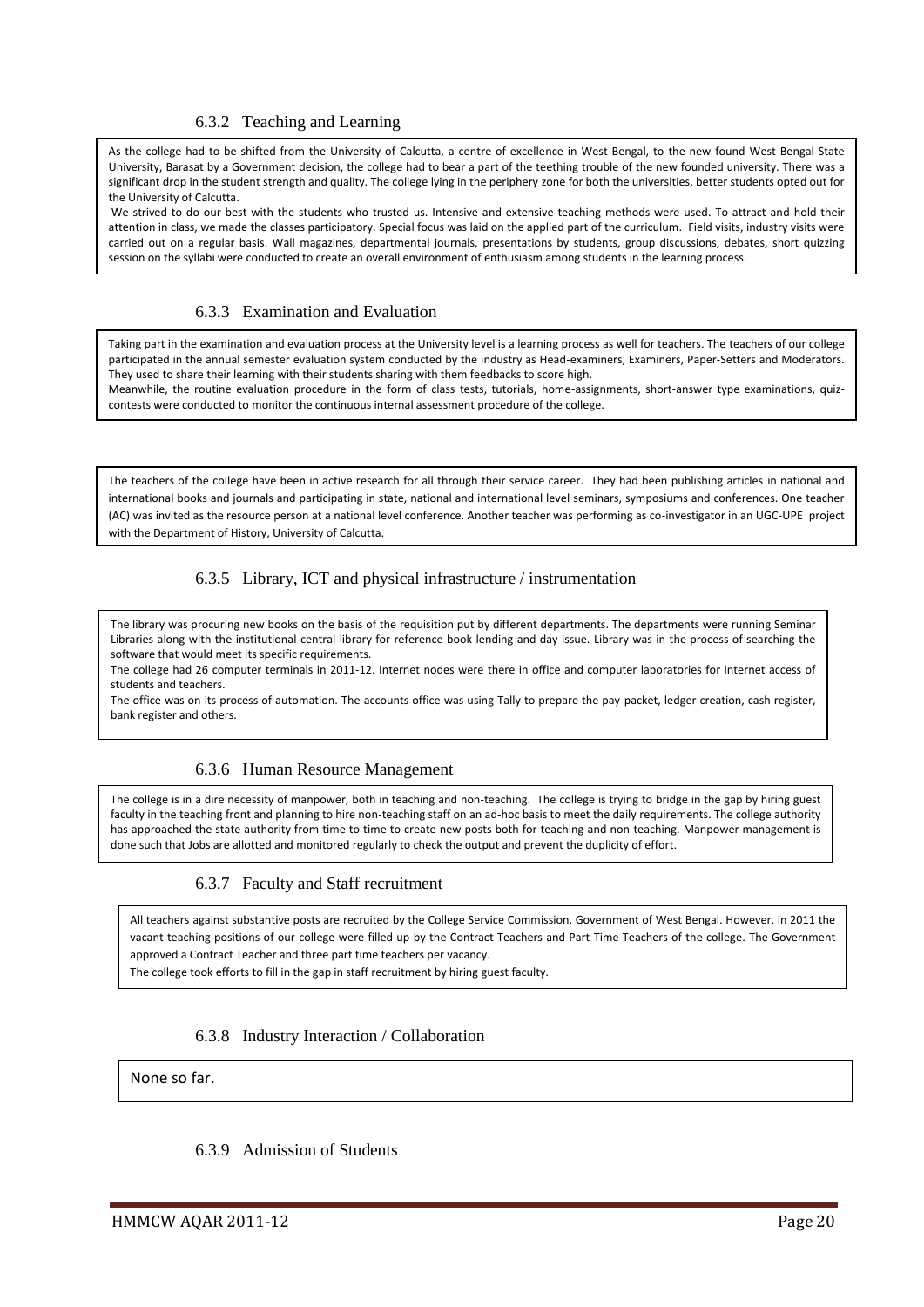### 6.3.2 Teaching and Learning

As the college had to be shifted from the University of Calcutta, a centre of excellence in West Bengal, to the new found West Bengal State University, Barasat by a Government decision, the college had to bear a part of the teething trouble of the new founded university. There was a significant drop in the student strength and quality. The college lying in the periphery zone for both the universities, better students opted out for the University of Calcutta.

We strived to do our best with the students who trusted us. Intensive and extensive teaching methods were used. To attract and hold their attention in class, we made the classes participatory. Special focus was laid on the applied part of the curriculum. Field visits, industry visits were carried out on a regular basis. Wall magazines, departmental journals, presentations by students, group discussions, debates, short quizzing session on the syllabi were conducted to create an overall environment of enthusiasm among students in the learning process.

### 6.3.3 Examination and Evaluation

Taking part in the examination and evaluation process at the University level is a learning process as well for teachers. The teachers of our college participated in the annual semester evaluation system conducted by the industry as Head-examiners, Examiners, Paper-Setters and Moderators. They used to share their learning with their students sharing with them feedbacks to score high.

Meanwhile, the routine evaluation procedure in the form of class tests, tutorials, home-assignments, short-answer type examinations, quiz-contests were conducted to monitor the continuous internal assessment procedure of the college.

The teachers of the college have been in active research for all through their service career. They had been publishing articles in national and international books and journals and participating in state, national and international level seminars, symposiums and conferences. One teacher (AC) was invited as the resource person at a national level conference. Another teacher was performing as co-investigator in an UGC-UPE project with the Department of History, University of Calcutta.

### 6.3.5 Library, ICT and physical infrastructure / instrumentation

The library was procuring new books on the basis of the requisition put by different departments. The departments were running Seminar Libraries along with the institutional central library for reference book lending and day issue. Library was in the process of searching the software that would meet its specific requirements.

The college had 26 computer terminals in 2011-12. Internet nodes were there in office and computer laboratories for internet access of students and teachers.

The office was on its process of automation. The accounts office was using Tally to prepare the pay-packet, ledger creation, cash register, bank register and others.

### 6.3.6 Human Resource Management

The college is in a dire necessity of manpower, both in teaching and non-teaching. The college is trying to bridge in the gap by hiring guest faculty in the teaching front and planning to hire non-teaching staff on an ad-hoc basis to meet the daily requirements. The college authority has approached the state authority from time to time to create new posts both for teaching and non-teaching. Manpower management is done such that Jobs are allotted and monitored regularly to check the output and prevent the duplicity of effort.

### 6.3.7 Faculty and Staff recruitment

All teachers against substantive posts are recruited by the College Service Commission, Government of West Bengal. However, in 2011 the vacant teaching positions of our college were filled up by the Contract Teachers and Part Time Teachers of the college. The Government approved a Contract Teacher and three part time teachers per vacancy.

The college took efforts to fill in the gap in staff recruitment by hiring guest faculty.

### 6.3.8 Industry Interaction / Collaboration

None so far.

### 6.3.9 Admission of Students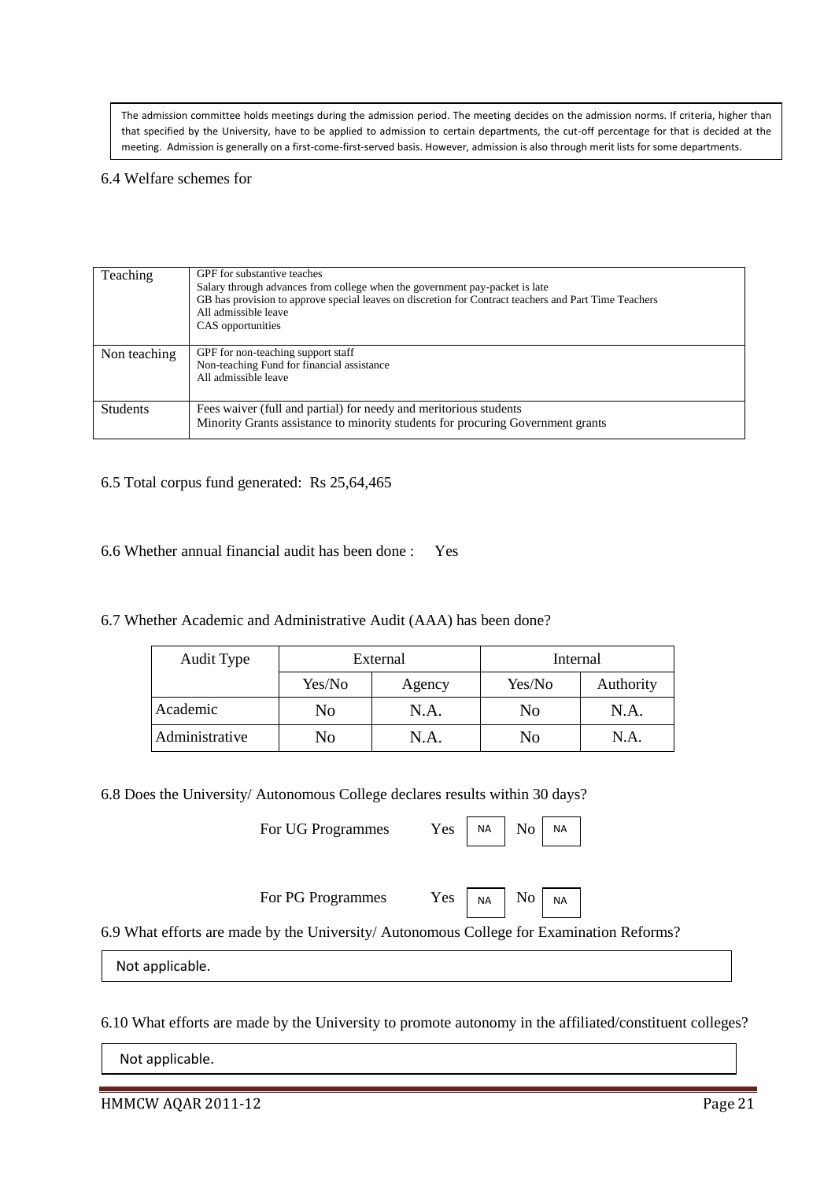The admission committee holds meetings during the admission period. The meeting decides on the admission norms. If criteria, higher than that specified by the University, have to be applied to admission to certain departments, the cut-off percentage for that is decided at the meeting. Admission is generally on a first-come-first-served basis. However, admission is also through merit lists for some departments.

6.4 Welfare schemes for

| | |
|---|---|
| Teaching | GPF for substantive teaches<br>Salary through advances from college when the government pay-packet is late<br>GB has provision to approve special leaves on discretion for Contract teachers and Part Time Teachers<br>All admissible leave<br>CAS opportunities |
| Non teaching | GPF for non-teaching support staff<br>Non-teaching Fund for financial assistance<br>All admissible leave |
| Students | Fees waiver (full and partial) for needy and meritorious students<br>Minority Grants assistance to minority students for procuring Government grants |

6.5 Total corpus fund generated: Rs 25,64,465

6.6 Whether annual financial audit has been done : Yes

6.7 Whether Academic and Administrative Audit (AAA) has been done?

| Audit Type | External | | Internal | |
|---|---|---|---|---|
| | Yes/No | Agency | Yes/No | Authority |
| Academic | No | N.A. | No | N.A. |
| Administrative | No | N.A. | No | N.A. |

6.8 Does the University/ Autonomous College declares results within 30 days?

For UG Programmes Yes NA No NA

For PG Programmes Yes NA No NA

6.9 What efforts are made by the University/ Autonomous College for Examination Reforms?

Not applicable.

6.10 What efforts are made by the University to promote autonomy in the affiliated/constituent colleges?

Not applicable.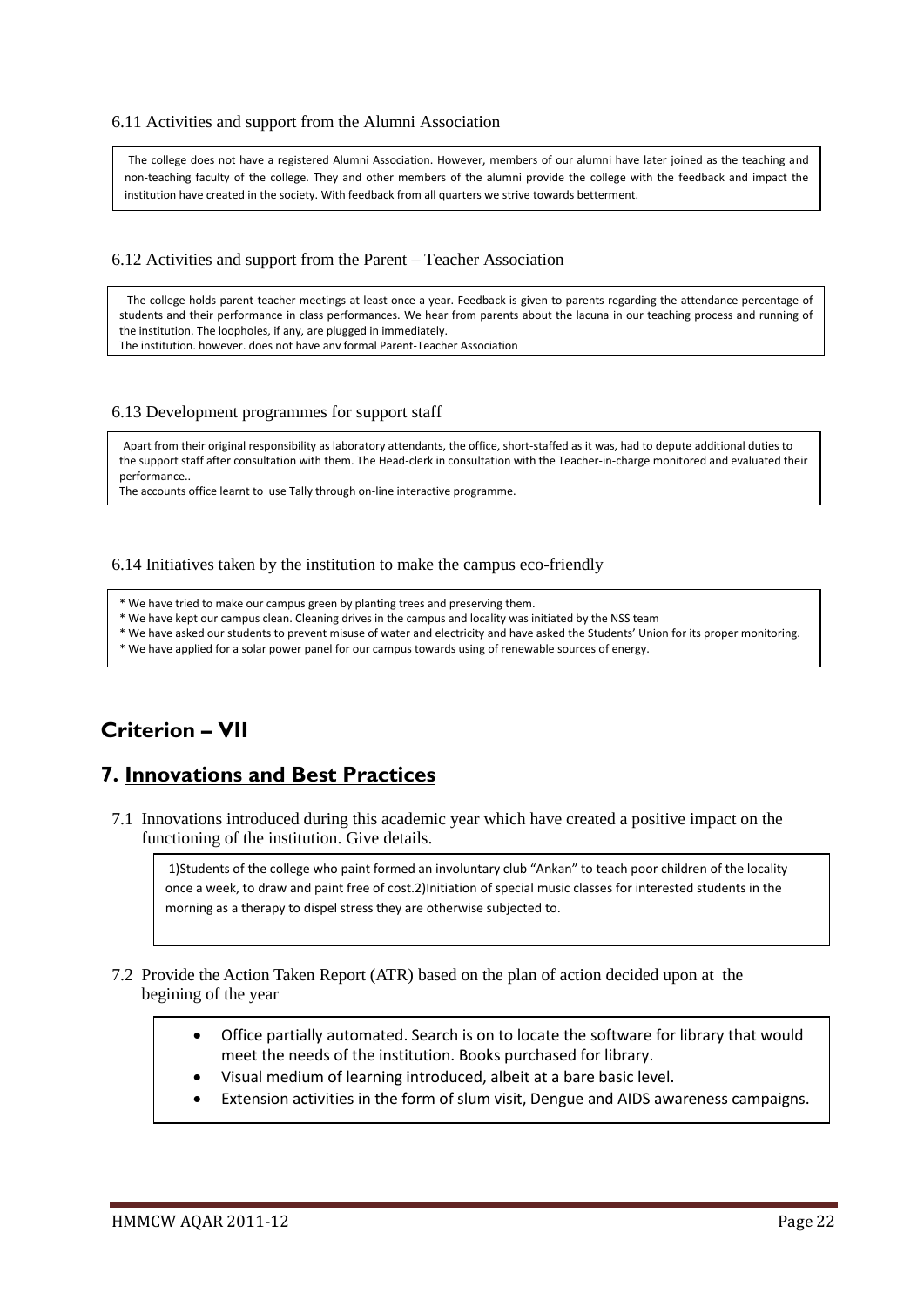6.11 Activities and support from the Alumni Association

The college does not have a registered Alumni Association. However, members of our alumni have later joined as the teaching and non-teaching faculty of the college. They and other members of the alumni provide the college with the feedback and impact the institution have created in the society. With feedback from all quarters we strive towards betterment.

6.12 Activities and support from the Parent – Teacher Association

The college holds parent-teacher meetings at least once a year. Feedback is given to parents regarding the attendance percentage of students and their performance in class performances. We hear from parents about the lacuna in our teaching process and running of the institution. The loopholes, if any, are plugged in immediately.
The institution. however. does not have anv formal Parent-Teacher Association

6.13 Development programmes for support staff

Apart from their original responsibility as laboratory attendants, the office, short-staffed as it was, had to depute additional duties to the support staff after consultation with them. The Head-clerk in consultation with the Teacher-in-charge monitored and evaluated their performance..
The accounts office learnt to use Tally through on-line interactive programme.

6.14 Initiatives taken by the institution to make the campus eco-friendly

* We have tried to make our campus green by planting trees and preserving them.
* We have kept our campus clean. Cleaning drives in the campus and locality was initiated by the NSS team
* We have asked our students to prevent misuse of water and electricity and have asked the Students' Union for its proper monitoring.
* We have applied for a solar power panel for our campus towards using of renewable sources of energy.

# Criterion – VII

## 7. Innovations and Best Practices

7.1 Innovations introduced during this academic year which have created a positive impact on the functioning of the institution. Give details.

1)Students of the college who paint formed an involuntary club "Ankan" to teach poor children of the locality once a week, to draw and paint free of cost.2)Initiation of special music classes for interested students in the morning as a therapy to dispel stress they are otherwise subjected to.

7.2 Provide the Action Taken Report (ATR) based on the plan of action decided upon at the begining of the year

- Office partially automated. Search is on to locate the software for library that would meet the needs of the institution. Books purchased for library.
- Visual medium of learning introduced, albeit at a bare basic level.
- Extension activities in the form of slum visit, Dengue and AIDS awareness campaigns.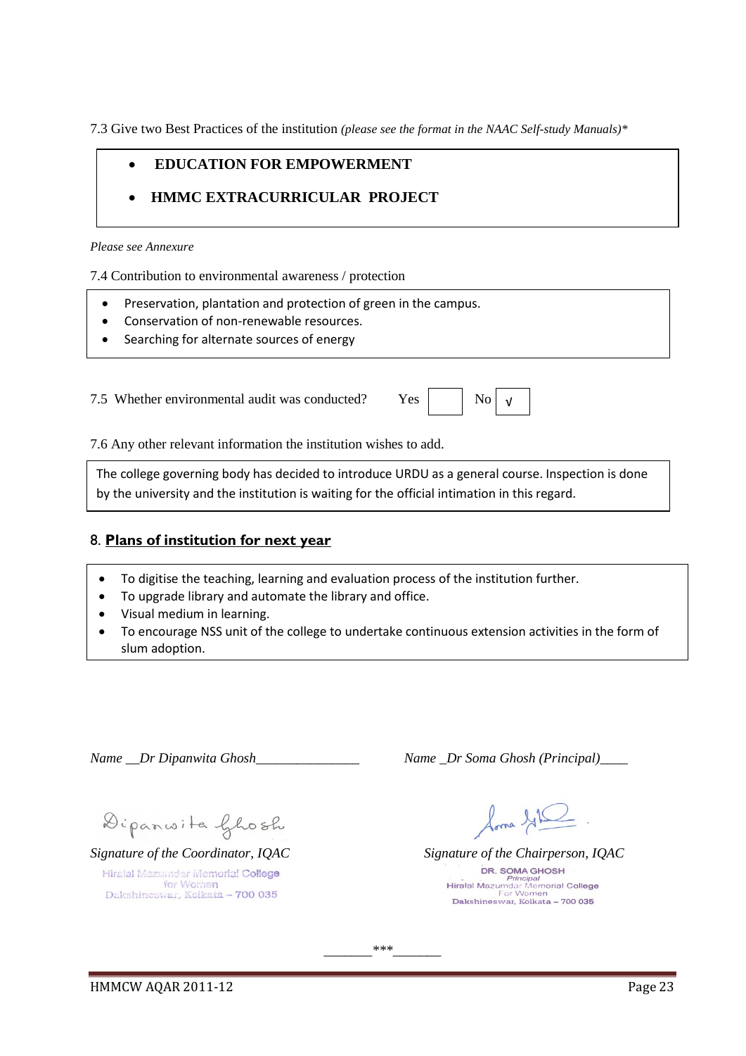7.3 Give two Best Practices of the institution *(please see the format in the NAAC Self-study Manuals)**

- **EDUCATION FOR EMPOWERMENT**
- **HMMC EXTRACURRICULAR PROJECT**

*Please see Annexure*

7.4 Contribution to environmental awareness / protection

- Preservation, plantation and protection of green in the campus.
- Conservation of non-renewable resources.
- Searching for alternate sources of energy

7.5 Whether environmental audit was conducted? Yes [ ] No [√]

7.6 Any other relevant information the institution wishes to add.

The college governing body has decided to introduce URDU as a general course. Inspection is done by the university and the institution is waiting for the official intimation in this regard.

## 8. Plans of institution for next year

- To digitise the teaching, learning and evaluation process of the institution further.
- To upgrade library and automate the library and office.
- Visual medium in learning.
- To encourage NSS unit of the college to undertake continuous extension activities in the form of slum adoption.

*Name __Dr Dipanwita Ghosh_______________*

*Signature of the Coordinator, IQAC*

Hiralal Mazumdar Memorial College for Women
Dakshineswar, Kolkata – 700 035

*Name _Dr Soma Ghosh (Principal)____*

*Signature of the Chairperson, IQAC*

DR. SOMA GHOSH
Principal
Hiralal Mazumdar Memorial College For Women
Dakshineswar, Kolkata – 700 035

_______***_______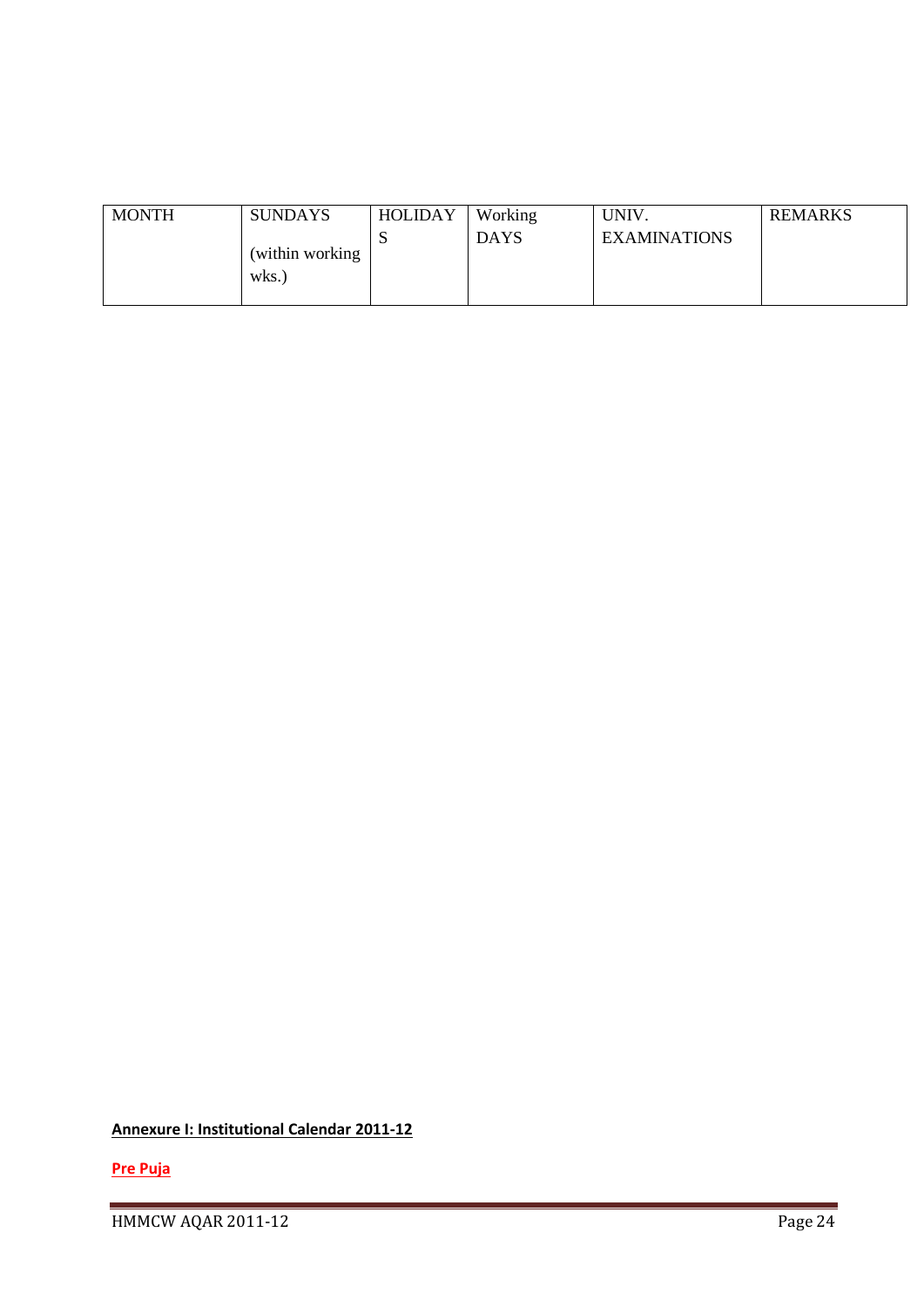| MONTH | SUNDAYS (within working wks.) | HOLIDAYS | Working DAYS | UNIV. EXAMINATIONS | REMARKS |
|---|---|---|---|---|---|

**Annexure I: Institutional Calendar 2011-12**

**Pre Puja**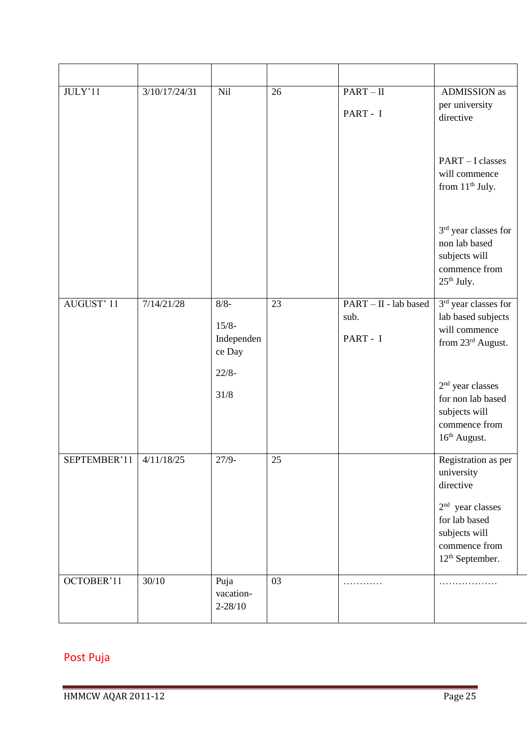| | | | | | |
|---|---|---|---|---|---|
| JULY'11 | 3/10/17/24/31 | Nil | 26 | PART – II<br><br>PART - I | ADMISSION as per university directive<br><br>PART – I classes will commence from 11th July.<br><br>3rd year classes for non lab based subjects will commence from 25th July. |
| AUGUST' 11 | 7/14/21/28 | 8/8-<br><br>15/8-Independence Day<br><br>22/8-<br><br>31/8 | 23 | PART – II - lab based sub.<br><br>PART - I | 3rd year classes for lab based subjects will commence from 23rd August.<br><br>2nd year classes for non lab based subjects will commence from 16th August. |
| SEPTEMBER'11 | 4/11/18/25 | 27/9- | 25 | | Registration as per university directive<br><br>2nd year classes for lab based subjects will commence from 12th September. |
| OCTOBER'11 | 30/10 | Puja vacation-2-28/10 | 03 | ………… | ……………… |

Post Puja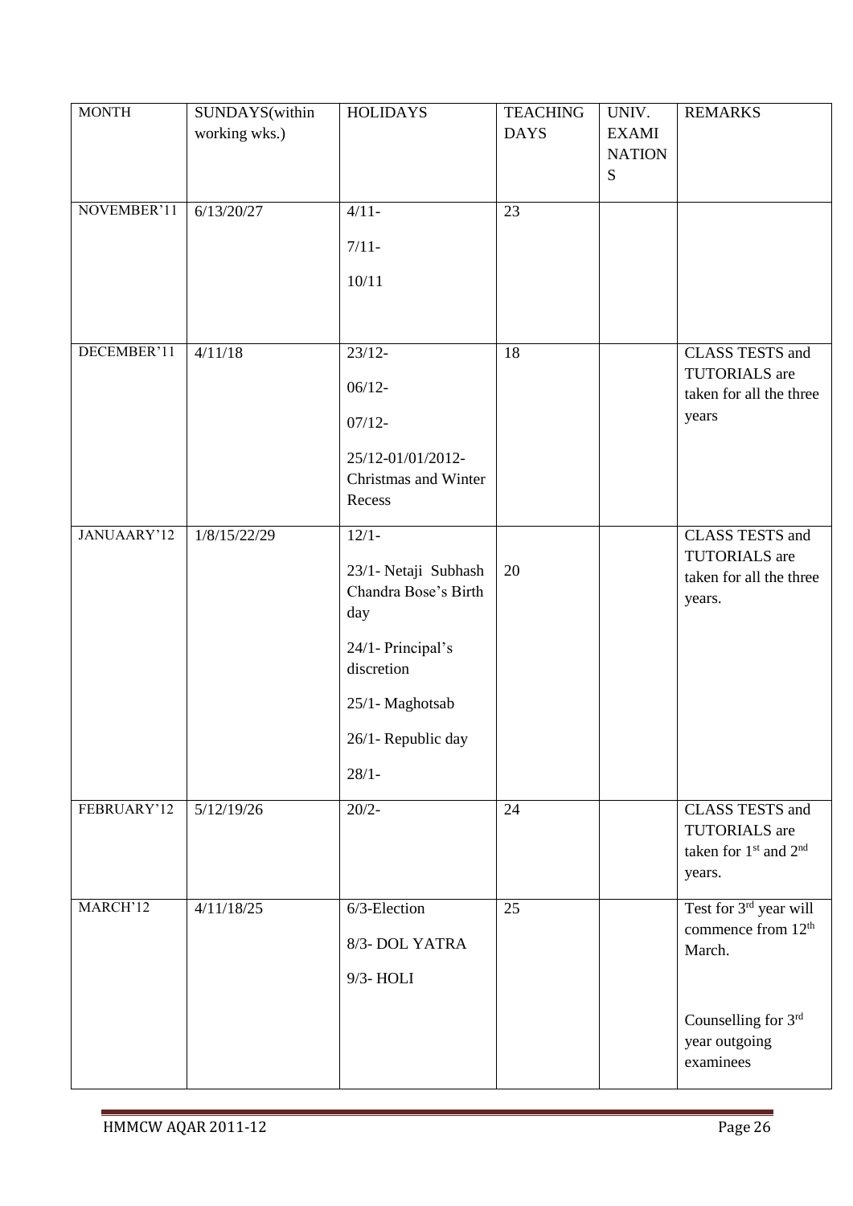| MONTH | SUNDAYS(within working wks.) | HOLIDAYS | TEACHING DAYS | UNIV. EXAMINATIONS | REMARKS |
|---|---|---|---|---|---|
| NOVEMBER'11 | 6/13/20/27 | 4/11-<br>7/11-<br>10/11 | 23 | | |
| DECEMBER'11 | 4/11/18 | 23/12-<br>06/12-<br>07/12-<br>25/12-01/01/2012- Christmas and Winter Recess | 18 | | CLASS TESTS and TUTORIALS are taken for all the three years |
| JANUAARY'12 | 1/8/15/22/29 | 12/1-<br>23/1- Netaji Subhash Chandra Bose's Birth day<br>24/1- Principal's discretion<br>25/1- Maghotsab<br>26/1- Republic day<br>28/1- | 20 | | CLASS TESTS and TUTORIALS are taken for all the three years. |
| FEBRUARY'12 | 5/12/19/26 | 20/2- | 24 | | CLASS TESTS and TUTORIALS are taken for 1st and 2nd years. |
| MARCH'12 | 4/11/18/25 | 6/3-Election<br>8/3- DOL YATRA<br>9/3- HOLI | 25 | | Test for 3rd year will commence from 12th March.<br>Counselling for 3rd year outgoing examinees |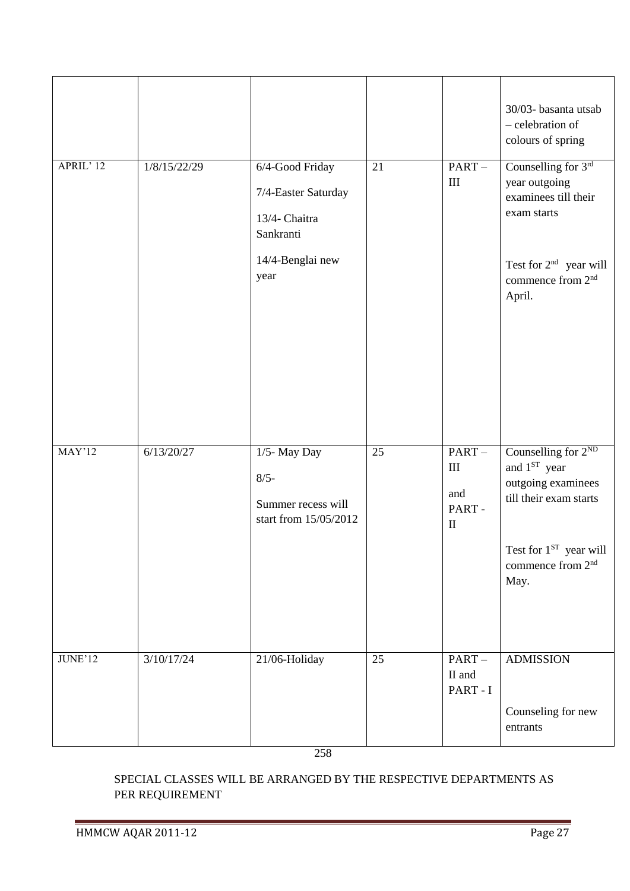| | | | | | |
|---|---|---|---|---|---|
| | | | | | 30/03- basanta utsab – celebration of colours of spring |
| APRIL' 12 | 1/8/15/22/29 | 6/4-Good Friday<br>7/4-Easter Saturday<br>13/4- Chaitra Sankranti<br>14/4-Benglai new year | 21 | PART – III | Counselling for 3rd year outgoing examinees till their exam starts<br><br>Test for 2nd year will commence from 2nd April. |
| MAY'12 | 6/13/20/27 | 1/5- May Day<br>8/5-<br>Summer recess will start from 15/05/2012 | 25 | PART – III and PART - II | Counselling for 2ND and 1ST year outgoing examinees till their exam starts<br><br>Test for 1ST year will commence from 2nd May. |
| JUNE'12 | 3/10/17/24 | 21/06-Holiday | 25 | PART – II and PART - I | ADMISSION<br><br>Counseling for new entrants |

258

SPECIAL CLASSES WILL BE ARRANGED BY THE RESPECTIVE DEPARTMENTS AS PER REQUIREMENT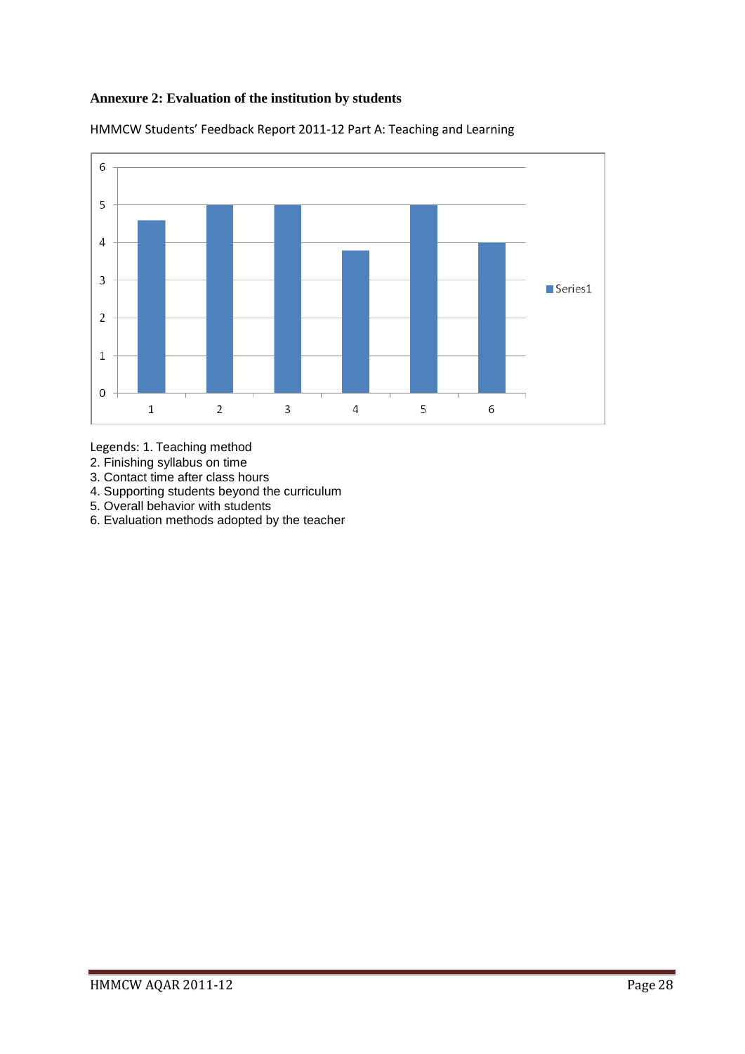**Annexure 2: Evaluation of the institution by students**

HMMCW Students' Feedback Report 2011-12 Part A: Teaching and Learning

6
5
4
3
2
1
0

1 2 3 4 5 6

Series1

Legends: 1. Teaching method
2. Finishing syllabus on time
3. Contact time after class hours
4. Supporting students beyond the curriculum
5. Overall behavior with students
6. Evaluation methods adopted by the teacher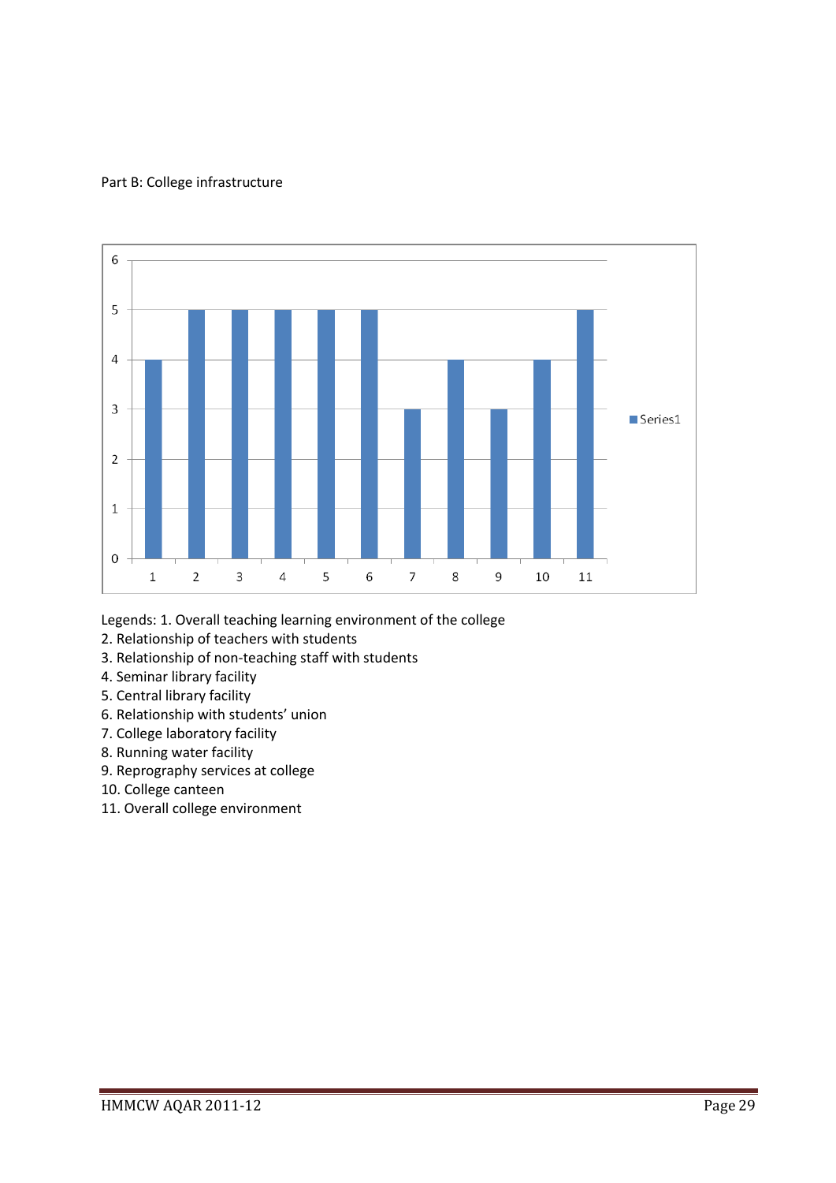Part B: College infrastructure

Legends: 1. Overall teaching learning environment of the college
2. Relationship of teachers with students
3. Relationship of non-teaching staff with students
4. Seminar library facility
5. Central library facility
6. Relationship with students' union
7. College laboratory facility
8. Running water facility
9. Reprography services at college
10. College canteen
11. Overall college environment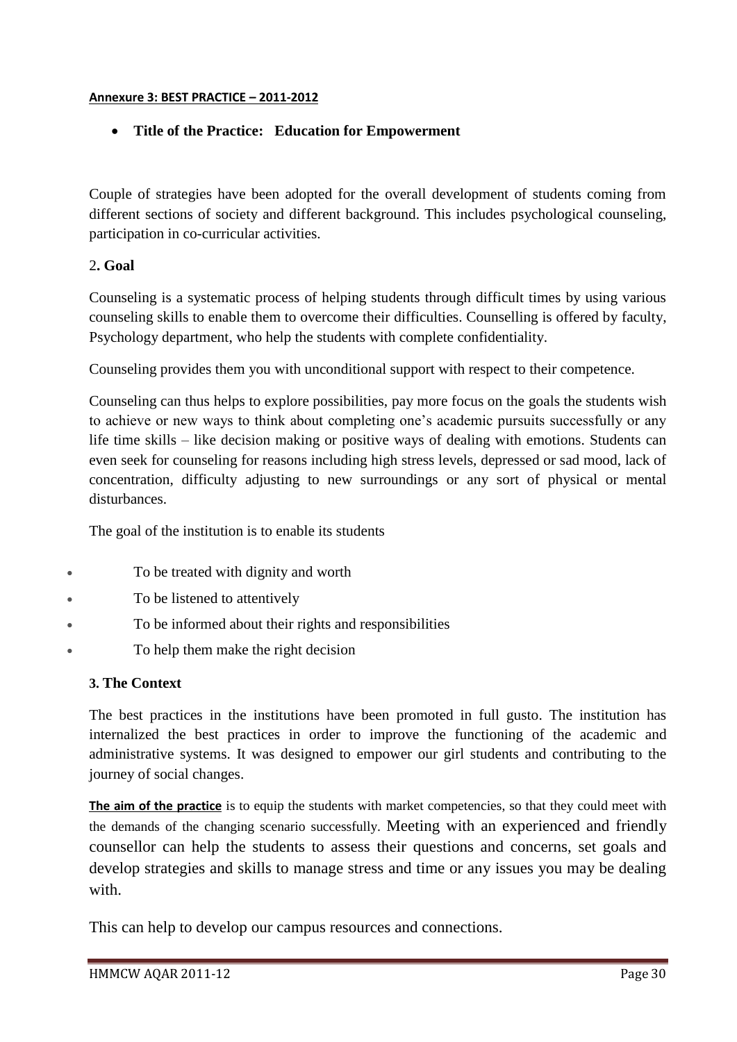**Annexure 3: BEST PRACTICE – 2011-2012**

- **Title of the Practice: Education for Empowerment**

Couple of strategies have been adopted for the overall development of students coming from different sections of society and different background. This includes psychological counseling, participation in co-curricular activities.

2**. Goal**

Counseling is a systematic process of helping students through difficult times by using various counseling skills to enable them to overcome their difficulties. Counselling is offered by faculty, Psychology department, who help the students with complete confidentiality.

Counseling provides them you with unconditional support with respect to their competence.

Counseling can thus helps to explore possibilities, pay more focus on the goals the students wish to achieve or new ways to think about completing one's academic pursuits successfully or any life time skills – like decision making or positive ways of dealing with emotions. Students can even seek for counseling for reasons including high stress levels, depressed or sad mood, lack of concentration, difficulty adjusting to new surroundings or any sort of physical or mental disturbances.

The goal of the institution is to enable its students

- To be treated with dignity and worth
- To be listened to attentively
- To be informed about their rights and responsibilities
- To help them make the right decision

**3. The Context**

The best practices in the institutions have been promoted in full gusto. The institution has internalized the best practices in order to improve the functioning of the academic and administrative systems. It was designed to empower our girl students and contributing to the journey of social changes.

**The aim of the practice** is to equip the students with market competencies, so that they could meet with the demands of the changing scenario successfully. Meeting with an experienced and friendly counsellor can help the students to assess their questions and concerns, set goals and develop strategies and skills to manage stress and time or any issues you may be dealing with.

This can help to develop our campus resources and connections.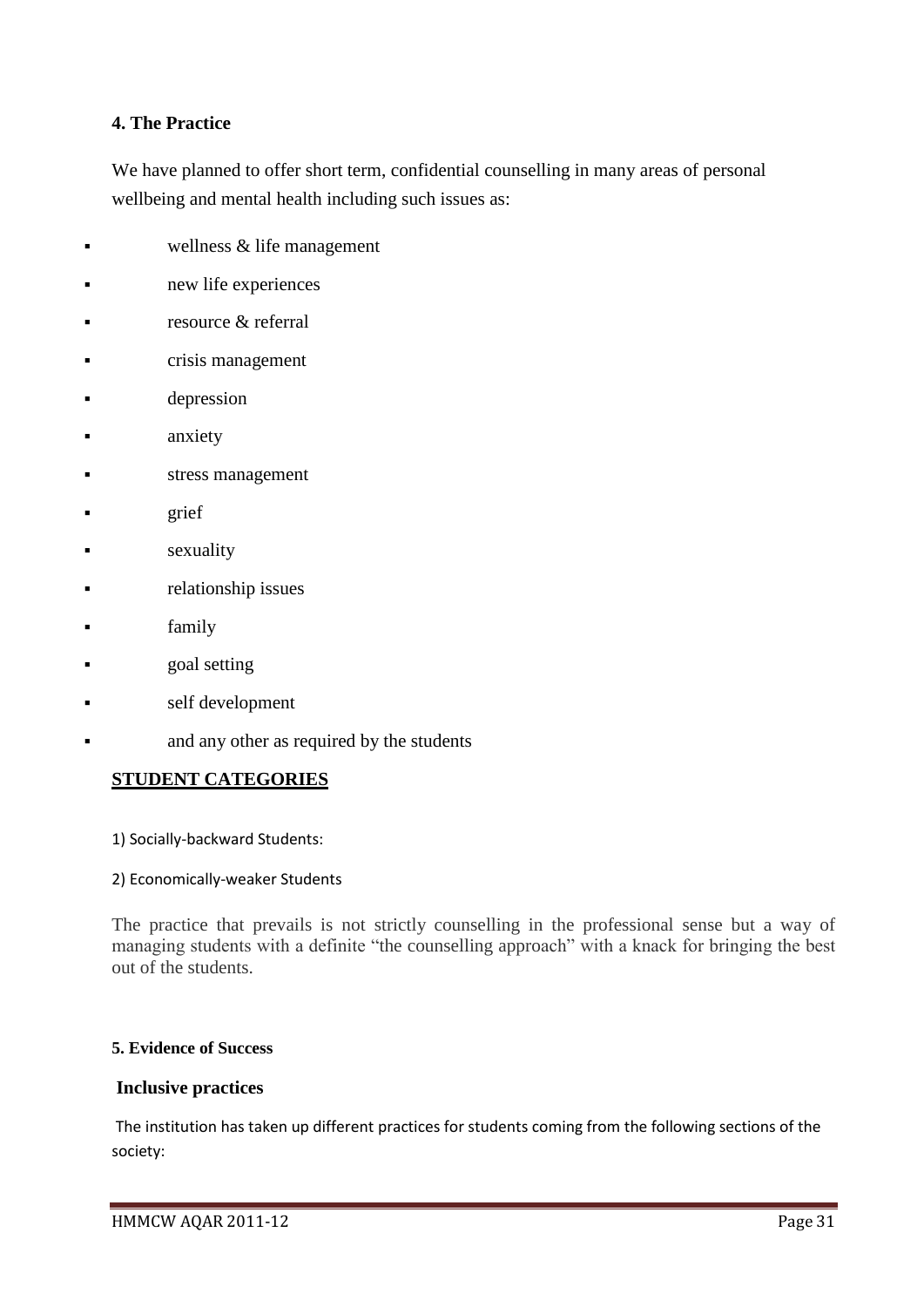### 4. The Practice

We have planned to offer short term, confidential counselling in many areas of personal wellbeing and mental health including such issues as:

- wellness & life management
- new life experiences
- resource & referral
- crisis management
- depression
- anxiety
- stress management
- grief
- sexuality
- relationship issues
- family
- goal setting
- self development
- and any other as required by the students

**STUDENT CATEGORIES**

1) Socially-backward Students:

2) Economically-weaker Students

The practice that prevails is not strictly counselling in the professional sense but a way of managing students with a definite "the counselling approach" with a knack for bringing the best out of the students.

#### 5. Evidence of Success

**Inclusive practices**

The institution has taken up different practices for students coming from the following sections of the society: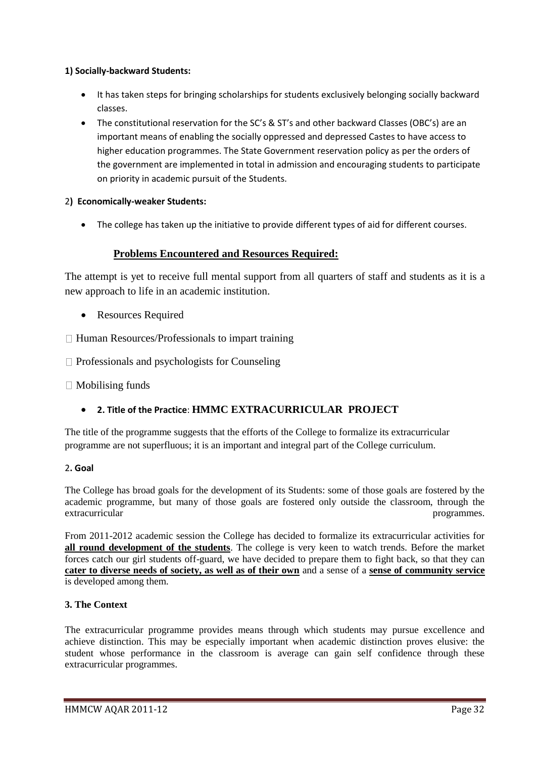**1) Socially-backward Students:**

- It has taken steps for bringing scholarships for students exclusively belonging socially backward classes.
- The constitutional reservation for the SC's & ST's and other backward Classes (OBC's) are an important means of enabling the socially oppressed and depressed Castes to have access to higher education programmes. The State Government reservation policy as per the orders of the government are implemented in total in admission and encouraging students to participate on priority in academic pursuit of the Students.

**2) Economically-weaker Students:**

- The college has taken up the initiative to provide different types of aid for different courses.

## Problems Encountered and Resources Required:

The attempt is yet to receive full mental support from all quarters of staff and students as it is a new approach to life in an academic institution.

- Resources Required

- Human Resources/Professionals to impart training
- Professionals and psychologists for Counseling
- Mobilising funds

- **2. Title of the Practice**: **HMMC EXTRACURRICULAR PROJECT**

The title of the programme suggests that the efforts of the College to formalize its extracurricular programme are not superfluous; it is an important and integral part of the College curriculum.

**2. Goal**

The College has broad goals for the development of its Students: some of those goals are fostered by the academic programme, but many of those goals are fostered only outside the classroom, through the extracurricular programmes.

From 2011-2012 academic session the College has decided to formalize its extracurricular activities for **all round development of the students**. The college is very keen to watch trends. Before the market forces catch our girl students off-guard, we have decided to prepare them to fight back, so that they can **cater to diverse needs of society, as well as of their own** and a sense of a **sense of community service** is developed among them.

**3. The Context**

The extracurricular programme provides means through which students may pursue excellence and achieve distinction. This may be especially important when academic distinction proves elusive: the student whose performance in the classroom is average can gain self confidence through these extracurricular programmes.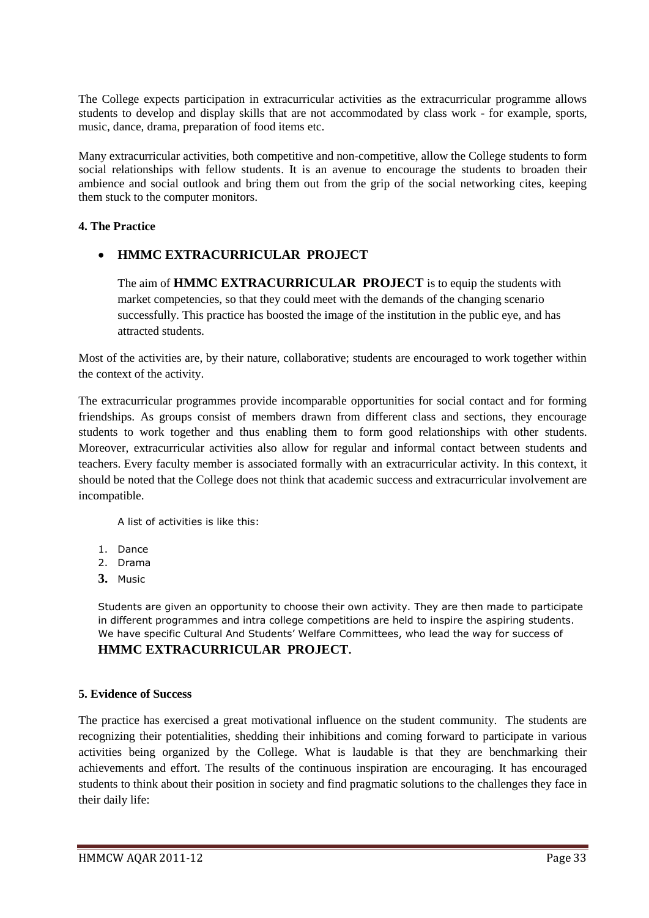The College expects participation in extracurricular activities as the extracurricular programme allows students to develop and display skills that are not accommodated by class work - for example, sports, music, dance, drama, preparation of food items etc.

Many extracurricular activities, both competitive and non-competitive, allow the College students to form social relationships with fellow students. It is an avenue to encourage the students to broaden their ambience and social outlook and bring them out from the grip of the social networking cites, keeping them stuck to the computer monitors.

**4. The Practice**

- **HMMC EXTRACURRICULAR PROJECT**

  The aim of **HMMC EXTRACURRICULAR PROJECT** is to equip the students with market competencies, so that they could meet with the demands of the changing scenario successfully. This practice has boosted the image of the institution in the public eye, and has attracted students.

Most of the activities are, by their nature, collaborative; students are encouraged to work together within the context of the activity.

The extracurricular programmes provide incomparable opportunities for social contact and for forming friendships. As groups consist of members drawn from different class and sections, they encourage students to work together and thus enabling them to form good relationships with other students. Moreover, extracurricular activities also allow for regular and informal contact between students and teachers. Every faculty member is associated formally with an extracurricular activity. In this context, it should be noted that the College does not think that academic success and extracurricular involvement are incompatible.

A list of activities is like this:

1. Dance
2. Drama
3. Music

Students are given an opportunity to choose their own activity. They are then made to participate in different programmes and intra college competitions are held to inspire the aspiring students. We have specific Cultural And Students' Welfare Committees, who lead the way for success of **HMMC EXTRACURRICULAR PROJECT**.

**5. Evidence of Success**

The practice has exercised a great motivational influence on the student community. The students are recognizing their potentialities, shedding their inhibitions and coming forward to participate in various activities being organized by the College. What is laudable is that they are benchmarking their achievements and effort. The results of the continuous inspiration are encouraging. It has encouraged students to think about their position in society and find pragmatic solutions to the challenges they face in their daily life: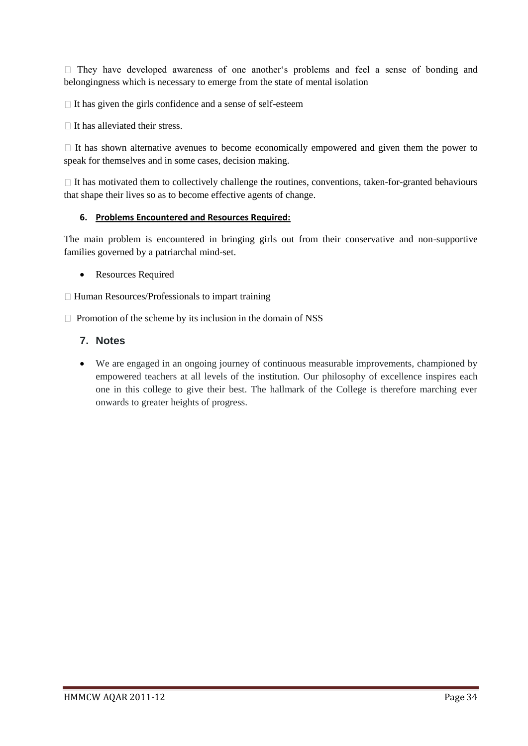- They have developed awareness of one another's problems and feel a sense of bonding and belongingness which is necessary to emerge from the state of mental isolation

- It has given the girls confidence and a sense of self-esteem

- It has alleviated their stress.

- It has shown alternative avenues to become economically empowered and given them the power to speak for themselves and in some cases, decision making.

- It has motivated them to collectively challenge the routines, conventions, taken-for-granted behaviours that shape their lives so as to become effective agents of change.

#### 6. **Problems Encountered and Resources Required:**

The main problem is encountered in bringing girls out from their conservative and non-supportive families governed by a patriarchal mind-set.

- Resources Required

- Human Resources/Professionals to impart training

- Promotion of the scheme by its inclusion in the domain of NSS

## 7. Notes

- We are engaged in an ongoing journey of continuous measurable improvements, championed by empowered teachers at all levels of the institution. Our philosophy of excellence inspires each one in this college to give their best. The hallmark of the College is therefore marching ever onwards to greater heights of progress.